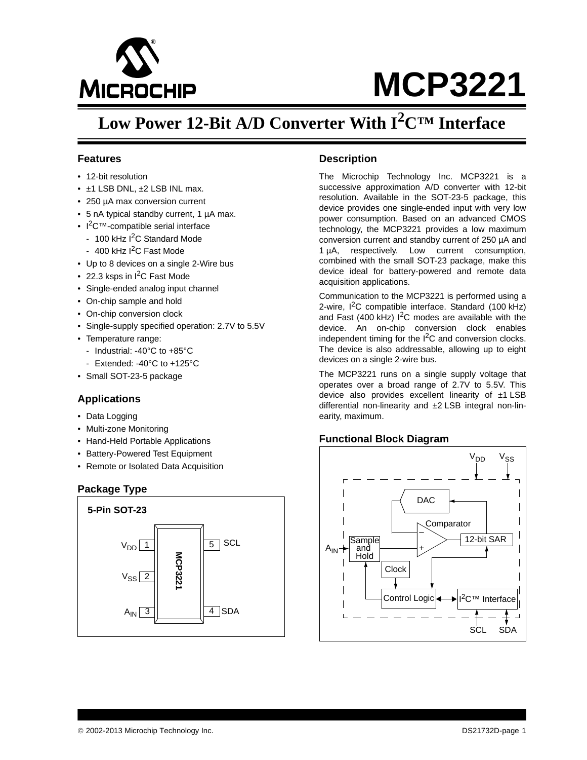# MCP3221

## Low Power 12-Bit A/D Converter With $I^2C$™ Interface

### Features

- 12-bit resolution
- ±1 LSB DNL, ±2 LSB INL max.
- 250 µA max conversion current
- 5 nA typical standby current, 1 µA max.
- $I^2C$™-compatible serial interface
  - 100 kHz $I^2C$ Standard Mode
  - 400 kHz $I^2C$ Fast Mode
- Up to 8 devices on a single 2-Wire bus
- 22.3 ksps in $I^2C$ Fast Mode
- Single-ended analog input channel
- On-chip sample and hold
- On-chip conversion clock
- Single-supply specified operation: 2.7V to 5.5V
- Temperature range:
  - Industrial: -40°C to +85°C
  - Extended: -40°C to +125°C
- Small SOT-23-5 package

### Applications

- Data Logging
- Multi-zone Monitoring
- Hand-Held Portable Applications
- Battery-Powered Test Equipment
- Remote or Isolated Data Acquisition

### Package Type

**5-Pin SOT-23**

| Pin | Name |
|---|---|
| 1 | $V_{DD}$ |
| 2 | $V_{SS}$ |
| 3 | $A_{IN}$ |
| 4 | SDA |
| 5 | SCL |

### Description

The Microchip Technology Inc. MCP3221 is a successive approximation A/D converter with 12-bit resolution. Available in the SOT-23-5 package, this device provides one single-ended input with very low power consumption. Based on an advanced CMOS technology, the MCP3221 provides a low maximum conversion current and standby current of 250 µA and 1 µA, respectively. Low current consumption, combined with the small SOT-23 package, make this device ideal for battery-powered and remote data acquisition applications.

Communication to the MCP3221 is performed using a 2-wire, $I^2C$ compatible interface. Standard (100 kHz) and Fast (400 kHz) $I^2C$ modes are available with the device. An on-chip conversion clock enables independent timing for the $I^2C$ and conversion clocks. The device is also addressable, allowing up to eight devices on a single 2-wire bus.

The MCP3221 runs on a single supply voltage that operates over a broad range of 2.7V to 5.5V. This device also provides excellent linearity of ±1 LSB differential non-linearity and ±2 LSB integral non-linearity, maximum.

### Functional Block Diagram

$V_{DD}$ $V_{SS}$

DAC

Comparator

12-bit SAR

$A_{IN}$ Sample and Hold

Clock

Control Logic

$I^2C$™ Interface

SCL SDA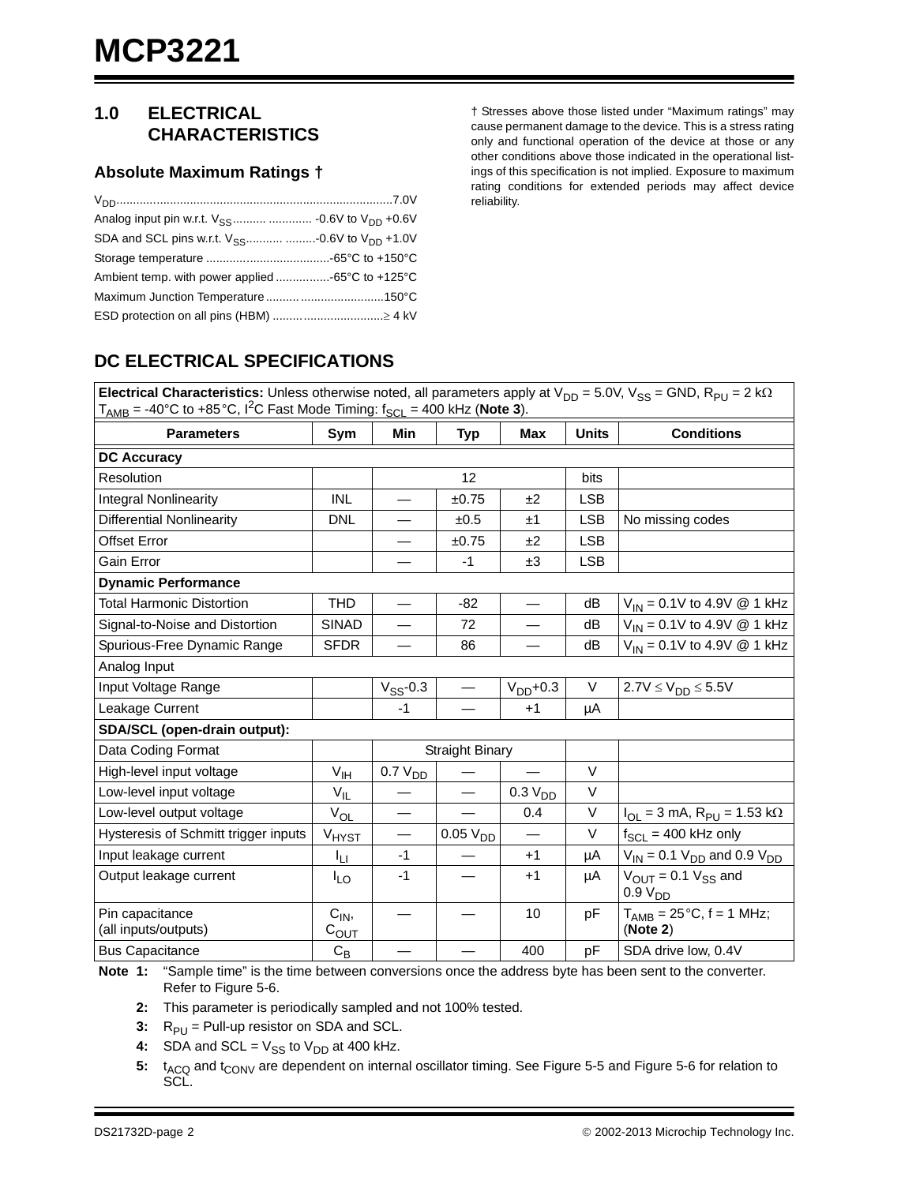## 1.0 ELECTRICAL CHARACTERISTICS

### Absolute Maximum Ratings †

$V_{DD}$....................................................................................7.0V
Analog input pin w.r.t. $V_{SS}$.......... ............. -0.6V to $V_{DD}$ +0.6V
SDA and SCL pins w.r.t. $V_{SS}$........... .........-0.6V to $V_{DD}$ +1.0V
Storage temperature .....................................-65°C to +150°C
Ambient temp. with power applied ................-65°C to +125°C
Maximum Junction Temperature......... .........................150°C
ESD protection on all pins (HBM) ...............................≥ 4 kV

† Stresses above those listed under "Maximum ratings" may cause permanent damage to the device. This is a stress rating only and functional operation of the device at those or any other conditions above those indicated in the operational listings of this specification is not implied. Exposure to maximum rating conditions for extended periods may affect device reliability.

## DC ELECTRICAL SPECIFICATIONS

**Electrical Characteristics:** Unless otherwise noted, all parameters apply at $V_{DD}$ = 5.0V, $V_{SS}$ = GND, $R_{PU}$ = 2 kΩ $T_{AMB}$ = -40°C to +85°C, $I^2C$ Fast Mode Timing: $f_{SCL}$ = 400 kHz (**Note 3**).

| Parameters | Sym | Min | Typ | Max | Units | Conditions |
|---|---|---|---|---|---|---|
| **DC Accuracy** | | | | | | |
| Resolution | | | 12 | | bits | |
| Integral Nonlinearity | INL | — | ±0.75 | ±2 | LSB | |
| Differential Nonlinearity | DNL | — | ±0.5 | ±1 | LSB | No missing codes |
| Offset Error | | — | ±0.75 | ±2 | LSB | |
| Gain Error | | — | -1 | ±3 | LSB | |
| **Dynamic Performance** | | | | | | |
| Total Harmonic Distortion | THD | — | -82 | — | dB | $V_{IN}$ = 0.1V to 4.9V @ 1 kHz |
| Signal-to-Noise and Distortion | SINAD | — | 72 | — | dB | $V_{IN}$ = 0.1V to 4.9V @ 1 kHz |
| Spurious-Free Dynamic Range | SFDR | — | 86 | — | dB | $V_{IN}$ = 0.1V to 4.9V @ 1 kHz |
| Analog Input | | | | | | |
| Input Voltage Range | | $V_{SS}$-0.3 | — | $V_{DD}$+0.3 | V | 2.7V ≤ $V_{DD}$ ≤ 5.5V |
| Leakage Current | | -1 | — | +1 | µA | |
| **SDA/SCL (open-drain output):** | | | | | | |
| Data Coding Format | | | Straight Binary | | | |
| High-level input voltage | $V_{IH}$ | 0.7 $V_{DD}$ | — | — | V | |
| Low-level input voltage | $V_{IL}$ | — | — | 0.3 $V_{DD}$ | V | |
| Low-level output voltage | $V_{OL}$ | — | — | 0.4 | V | $I_{OL}$ = 3 mA, $R_{PU}$ = 1.53 kΩ |
| Hysteresis of Schmitt trigger inputs | $V_{HYST}$ | — | 0.05 $V_{DD}$ | — | V | $f_{SCL}$ = 400 kHz only |
| Input leakage current | $I_{LI}$ | -1 | — | +1 | µA | $V_{IN}$ = 0.1 $V_{DD}$ and 0.9 $V_{DD}$ |
| Output leakage current | $I_{LO}$ | -1 | — | +1 | µA | $V_{OUT}$ = 0.1 $V_{SS}$ and 0.9 $V_{DD}$ |
| Pin capacitance (all inputs/outputs) | $C_{IN}$, $C_{OUT}$ | — | — | 10 | pF | $T_{AMB}$ = 25°C, f = 1 MHz; (**Note 2**) |
| Bus Capacitance | $C_B$ | — | — | 400 | pF | SDA drive low, 0.4V |

**Note 1:** "Sample time" is the time between conversions once the address byte has been sent to the converter. Refer to Figure 5-6.

**2:** This parameter is periodically sampled and not 100% tested.

**3:** $R_{PU}$ = Pull-up resistor on SDA and SCL.

**4:** SDA and SCL = $V_{SS}$ to $V_{DD}$ at 400 kHz.

**5:** $t_{ACQ}$ and $t_{CONV}$ are dependent on internal oscillator timing. See Figure 5-5 and Figure 5-6 for relation to SCL.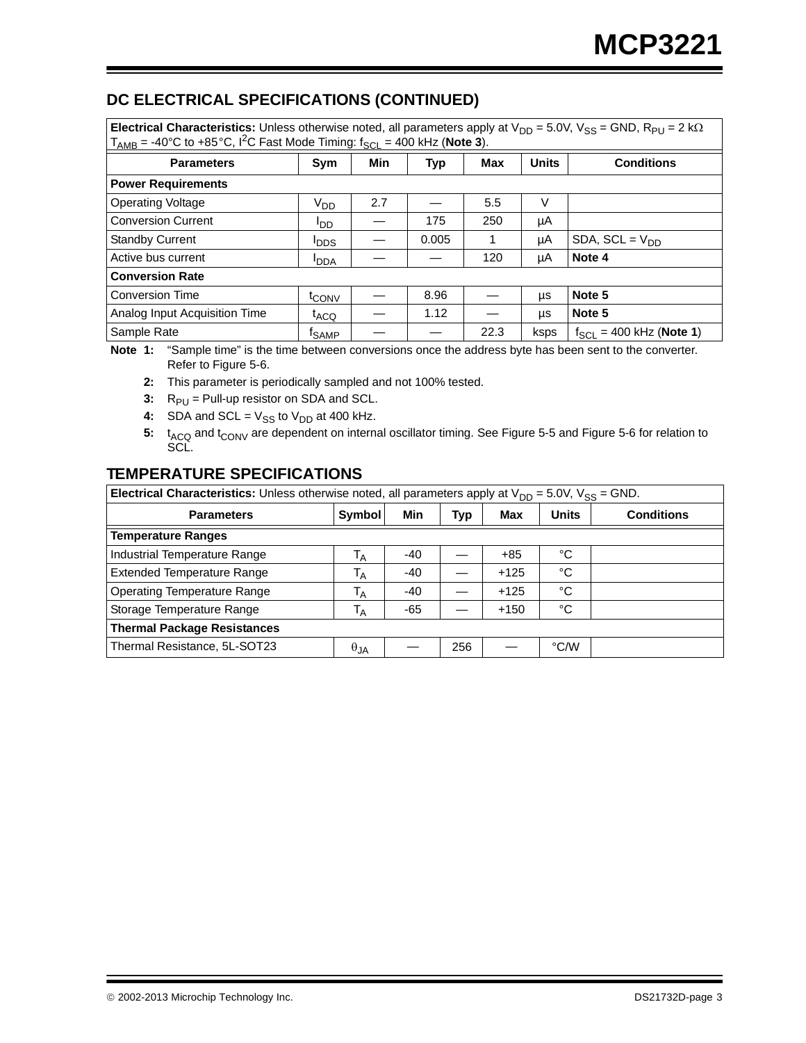## DC ELECTRICAL SPECIFICATIONS (CONTINUED)

**Electrical Characteristics:** Unless otherwise noted, all parameters apply at $V_{DD}$ = 5.0V, $V_{SS}$ = GND, $R_{PU}$ = 2 kΩ $T_{AMB}$ = -40°C to +85°C, I²C Fast Mode Timing: $f_{SCL}$ = 400 kHz (**Note 3**).

| Parameters | Sym | Min | Typ | Max | Units | Conditions |
|---|---|---|---|---|---|---|
| **Power Requirements** | | | | | | |
| Operating Voltage | $V_{DD}$ | 2.7 | — | 5.5 | V | |
| Conversion Current | $I_{DD}$ | — | 175 | 250 | µA | |
| Standby Current | $I_{DDS}$ | — | 0.005 | 1 | µA | SDA, SCL = $V_{DD}$ |
| Active bus current | $I_{DDA}$ | — | — | 120 | µA | **Note 4** |
| **Conversion Rate** | | | | | | |
| Conversion Time | $t_{CONV}$ | — | 8.96 | — | µs | **Note 5** |
| Analog Input Acquisition Time | $t_{ACQ}$ | — | 1.12 | — | µs | **Note 5** |
| Sample Rate | $f_{SAMP}$ | — | — | 22.3 | ksps | $f_{SCL}$ = 400 kHz (**Note 1**) |

**Note 1:** “Sample time” is the time between conversions once the address byte has been sent to the converter. Refer to Figure 5-6.

**2:** This parameter is periodically sampled and not 100% tested.

**3:** $R_{PU}$ = Pull-up resistor on SDA and SCL.

**4:** SDA and SCL = $V_{SS}$ to $V_{DD}$ at 400 kHz.

**5:** $t_{ACQ}$ and $t_{CONV}$ are dependent on internal oscillator timing. See Figure 5-5 and Figure 5-6 for relation to SCL.

## TEMPERATURE SPECIFICATIONS

**Electrical Characteristics:** Unless otherwise noted, all parameters apply at $V_{DD}$ = 5.0V, $V_{SS}$ = GND.

| Parameters | Symbol | Min | Typ | Max | Units | Conditions |
|---|---|---|---|---|---|---|
| **Temperature Ranges** | | | | | | |
| Industrial Temperature Range | $T_A$ | -40 | — | +85 | °C | |
| Extended Temperature Range | $T_A$ | -40 | — | +125 | °C | |
| Operating Temperature Range | $T_A$ | -40 | — | +125 | °C | |
| Storage Temperature Range | $T_A$ | -65 | — | +150 | °C | |
| **Thermal Package Resistances** | | | | | | |
| Thermal Resistance, 5L-SOT23 | $\theta_{JA}$ | — | 256 | — | °C/W | |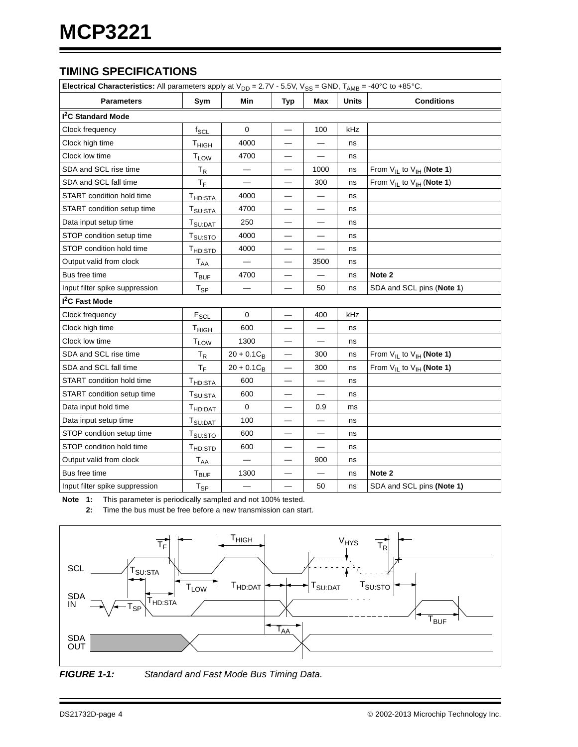## TIMING SPECIFICATIONS

| Electrical Characteristics: All parameters apply at $V_{DD}$ = 2.7V - 5.5V, $V_{SS}$ = GND, $T_{AMB}$ = -40°C to +85°C. | | | | | | |
|---|---|---|---|---|---|---|
| **Parameters** | **Sym** | **Min** | **Typ** | **Max** | **Units** | **Conditions** |
| **$I^2C$ Standard Mode** | | | | | | |
| Clock frequency | $f_{SCL}$ | 0 | — | 100 | kHz | |
| Clock high time | $T_{HIGH}$ | 4000 | — | — | ns | |
| Clock low time | $T_{LOW}$ | 4700 | — | — | ns | |
| SDA and SCL rise time | $T_R$ | — | — | 1000 | ns | From $V_{IL}$ to $V_{IH}$ (**Note 1**) |
| SDA and SCL fall time | $T_F$ | — | — | 300 | ns | From $V_{IL}$ to $V_{IH}$ (**Note 1**) |
| START condition hold time | $T_{HD:STA}$ | 4000 | — | — | ns | |
| START condition setup time | $T_{SU:STA}$ | 4700 | — | — | ns | |
| Data input setup time | $T_{SU:DAT}$ | 250 | — | — | ns | |
| STOP condition setup time | $T_{SU:STO}$ | 4000 | — | — | ns | |
| STOP condition hold time | $T_{HD:STD}$ | 4000 | — | — | ns | |
| Output valid from clock | $T_{AA}$ | — | — | 3500 | ns | |
| Bus free time | $T_{BUF}$ | 4700 | — | — | ns | **Note 2** |
| Input filter spike suppression | $T_{SP}$ | — | — | 50 | ns | SDA and SCL pins (**Note 1**) |
| **$I^2C$ Fast Mode** | | | | | | |
| Clock frequency | $F_{SCL}$ | 0 | — | 400 | kHz | |
| Clock high time | $T_{HIGH}$ | 600 | — | — | ns | |
| Clock low time | $T_{LOW}$ | 1300 | — | — | ns | |
| SDA and SCL rise time | $T_R$ | $20 + 0.1C_B$ | — | 300 | ns | From $V_{IL}$ to $V_{IH}$ **(Note 1)** |
| SDA and SCL fall time | $T_F$ | $20 + 0.1C_B$ | — | 300 | ns | From $V_{IL}$ to $V_{IH}$ **(Note 1)** |
| START condition hold time | $T_{HD:STA}$ | 600 | — | — | ns | |
| START condition setup time | $T_{SU:STA}$ | 600 | — | — | ns | |
| Data input hold time | $T_{HD:DAT}$ | 0 | — | 0.9 | ms | |
| Data input setup time | $T_{SU:DAT}$ | 100 | — | — | ns | |
| STOP condition setup time | $T_{SU:STO}$ | 600 | — | — | ns | |
| STOP condition hold time | $T_{HD:STD}$ | 600 | — | — | ns | |
| Output valid from clock | $T_{AA}$ | — | — | 900 | ns | |
| Bus free time | $T_{BUF}$ | 1300 | — | — | ns | **Note 2** |
| Input filter spike suppression | $T_{SP}$ | — | — | 50 | ns | SDA and SCL pins **(Note 1)** |

**Note 1:** This parameter is periodically sampled and not 100% tested.

**2:** Time the bus must be free before a new transmission can start.

***FIGURE 1-1:*** *Standard and Fast Mode Bus Timing Data.*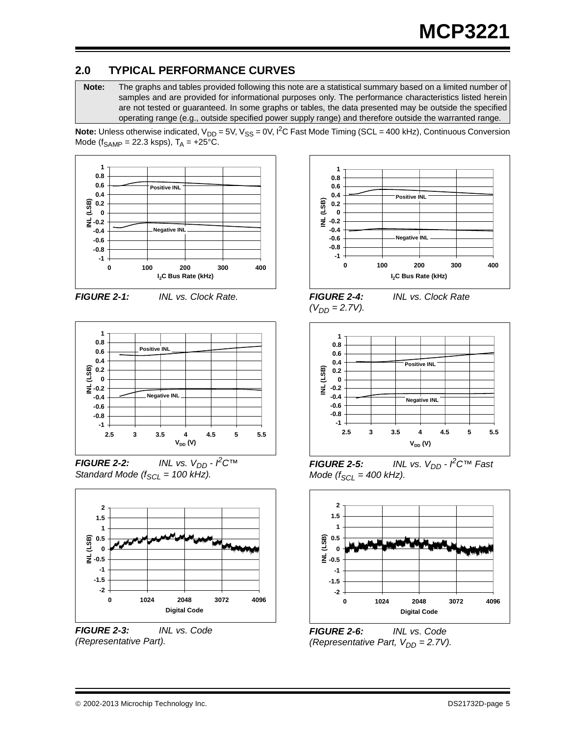## 2.0 TYPICAL PERFORMANCE CURVES

**Note:** The graphs and tables provided following this note are a statistical summary based on a limited number of samples and are provided for informational purposes only. The performance characteristics listed herein are not tested or guaranteed. In some graphs or tables, the data presented may be outside the specified operating range (e.g., outside specified power supply range) and therefore outside the warranted range.

**Note:** Unless otherwise indicated, $V_{DD}$ = 5V, $V_{SS}$ = 0V, $I^2C$ Fast Mode Timing (SCL = 400 kHz), Continuous Conversion Mode ($f_{SAMP}$ = 22.3 ksps), $T_A$ = +25°C.

***FIGURE 2-1:*** *INL vs. Clock Rate.*

***FIGURE 2-2:*** *INL vs. $V_{DD}$ - $I^2C$™ Standard Mode ($f_{SCL}$ = 100 kHz).*

***FIGURE 2-3:*** *INL vs. Code (Representative Part).*

***FIGURE 2-4:*** *INL vs. Clock Rate ($V_{DD}$ = 2.7V).*

***FIGURE 2-5:*** *INL vs. $V_{DD}$ - $I^2C$™ Fast Mode ($f_{SCL}$ = 400 kHz).*

***FIGURE 2-6:*** *INL vs. Code (Representative Part, $V_{DD}$ = 2.7V).*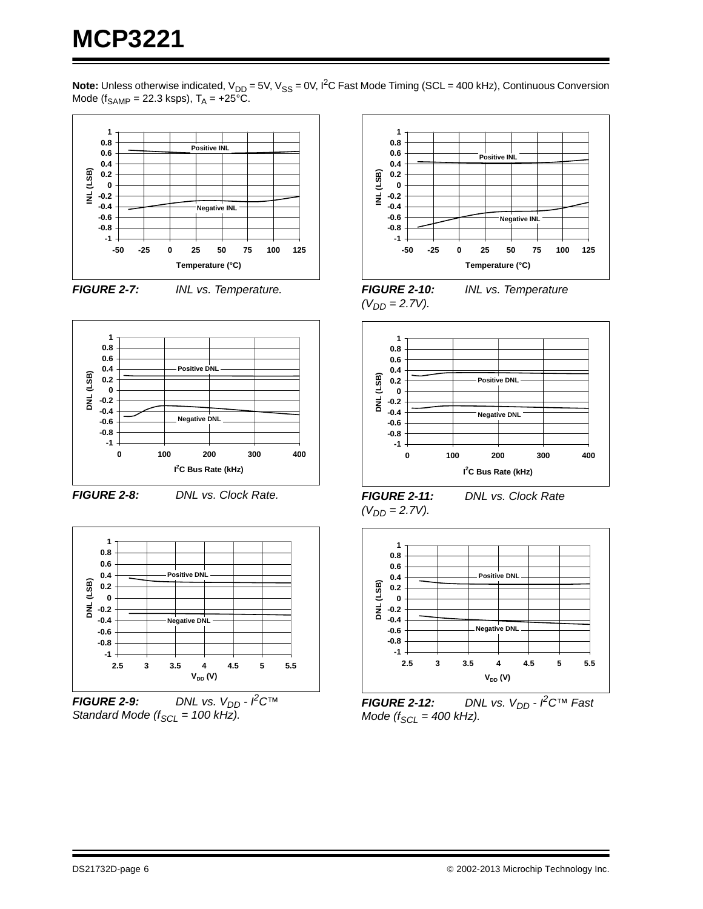**Note:** Unless otherwise indicated, $V_{DD}$ = 5V, $V_{SS}$ = 0V, $I^2C$ Fast Mode Timing (SCL = 400 kHz), Continuous Conversion Mode ($f_{SAMP}$ = 22.3 ksps), $T_A$ = +25°C.

***FIGURE 2-7:*** *INL vs. Temperature.*

***FIGURE 2-8:*** *DNL vs. Clock Rate.*

***FIGURE 2-9:*** *DNL vs. $V_{DD}$ - $I^2C$™ Standard Mode ($f_{SCL}$ = 100 kHz).*

***FIGURE 2-10:*** *INL vs. Temperature ($V_{DD}$ = 2.7V).*

***FIGURE 2-11:*** *DNL vs. Clock Rate ($V_{DD}$ = 2.7V).*

***FIGURE 2-12:*** *DNL vs. $V_{DD}$ - $I^2C$™ Fast Mode ($f_{SCL}$ = 400 kHz).*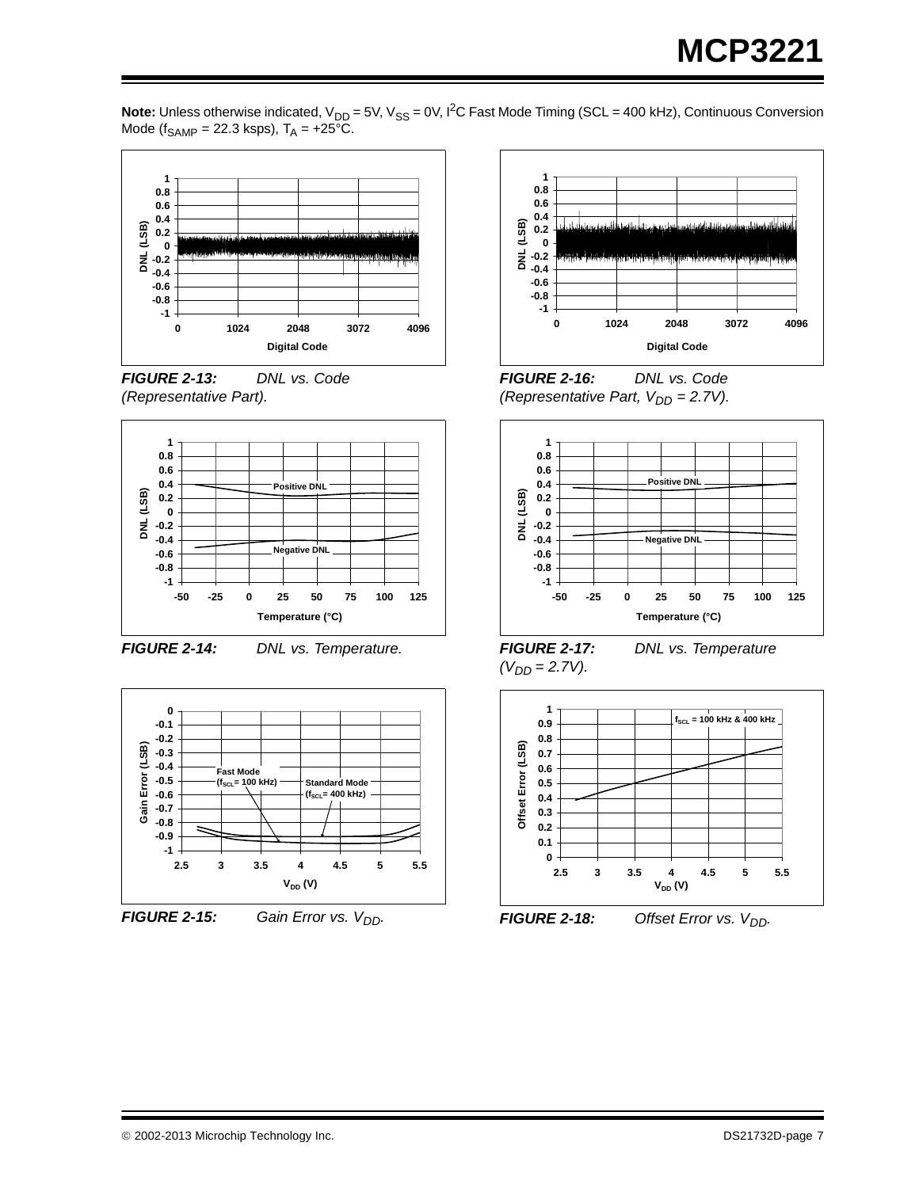**Note:** Unless otherwise indicated, $V_{DD}$ = 5V, $V_{SS}$ = 0V, $I^2C$ Fast Mode Timing (SCL = 400 kHz), Continuous Conversion Mode ($f_{SAMP}$ = 22.3 ksps), $T_A$ = +25°C.

*FIGURE 2-13: DNL vs. Code (Representative Part).*

*FIGURE 2-14: DNL vs. Temperature.*

*FIGURE 2-15: Gain Error vs. $V_{DD}$.*

*FIGURE 2-16: DNL vs. Code (Representative Part, $V_{DD}$ = 2.7V).*

*FIGURE 2-17: DNL vs. Temperature ($V_{DD}$ = 2.7V).*

*FIGURE 2-18: Offset Error vs. $V_{DD}$.*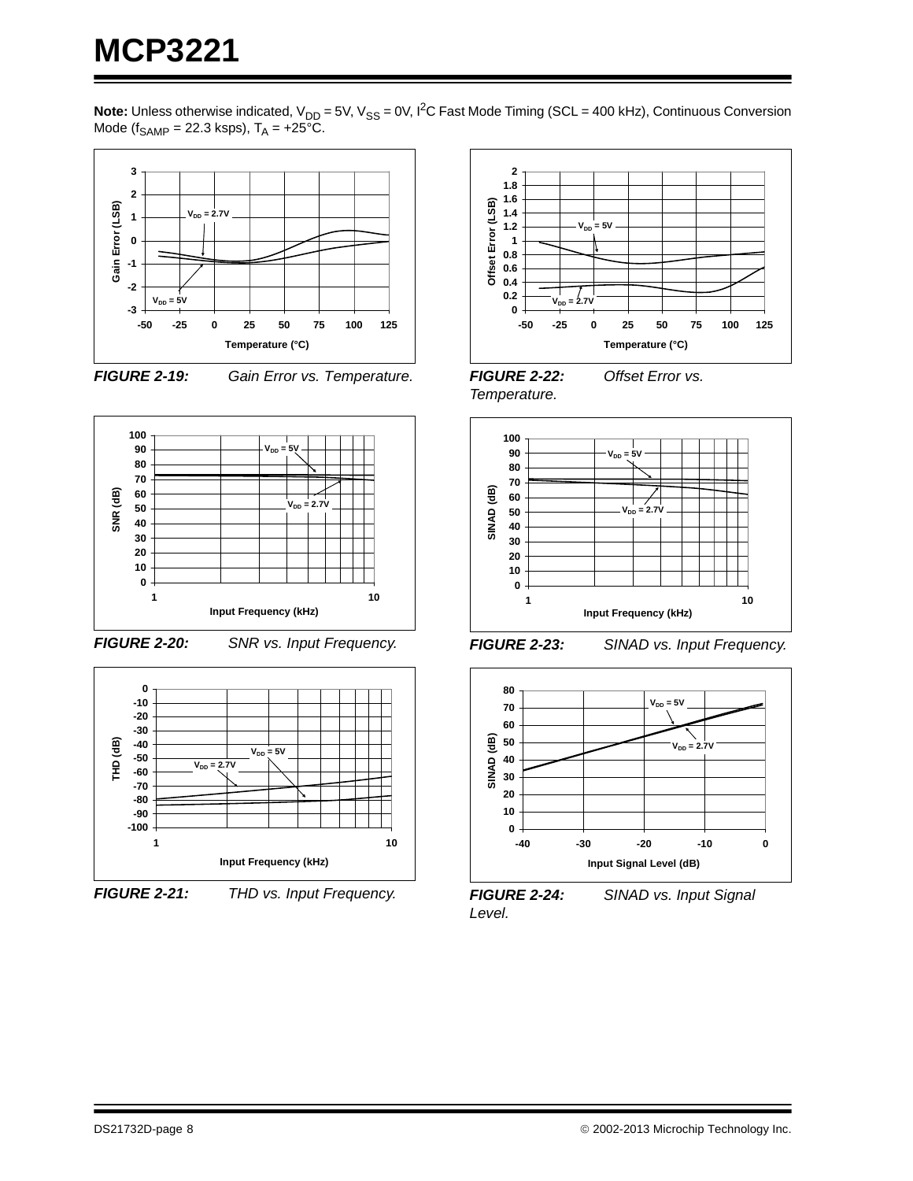**Note:** Unless otherwise indicated, $V_{DD}$ = 5V, $V_{SS}$ = 0V, $I^2C$ Fast Mode Timing (SCL = 400 kHz), Continuous Conversion Mode ($f_{SAMP}$ = 22.3 ksps), $T_A$ = +25°C.

**FIGURE 2-19:** *Gain Error vs. Temperature.*

**FIGURE 2-20:** *SNR vs. Input Frequency.*

**FIGURE 2-21:** *THD vs. Input Frequency.*

**FIGURE 2-22:** *Offset Error vs. Temperature.*

**FIGURE 2-23:** *SINAD vs. Input Frequency.*

**FIGURE 2-24:** *SINAD vs. Input Signal Level.*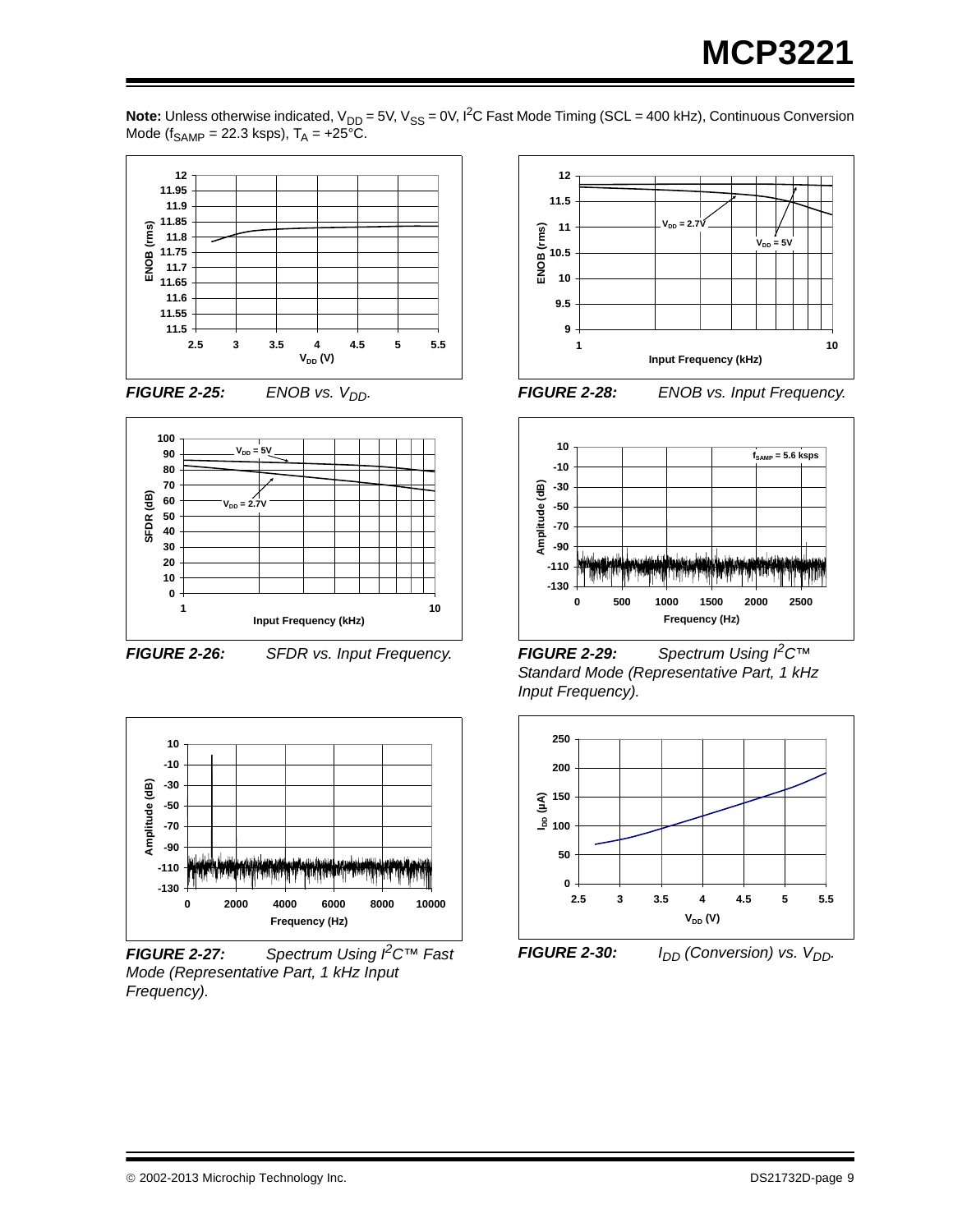**Note:** Unless otherwise indicated, $V_{DD}$ = 5V, $V_{SS}$ = 0V, $I^2C$ Fast Mode Timing (SCL = 400 kHz), Continuous Conversion Mode ($f_{SAMP}$ = 22.3 ksps), $T_A$ = +25°C.

***FIGURE 2-25:*** *ENOB vs. $V_{DD}$.*

***FIGURE 2-26:*** *SFDR vs. Input Frequency.*

***FIGURE 2-27:*** *Spectrum Using $I^2C$™ Fast Mode (Representative Part, 1 kHz Input Frequency).*

***FIGURE 2-28:*** *ENOB vs. Input Frequency.*

***FIGURE 2-29:*** *Spectrum Using $I^2C$™ Standard Mode (Representative Part, 1 kHz Input Frequency).*

***FIGURE 2-30:*** *$I_{DD}$ (Conversion) vs. $V_{DD}$.*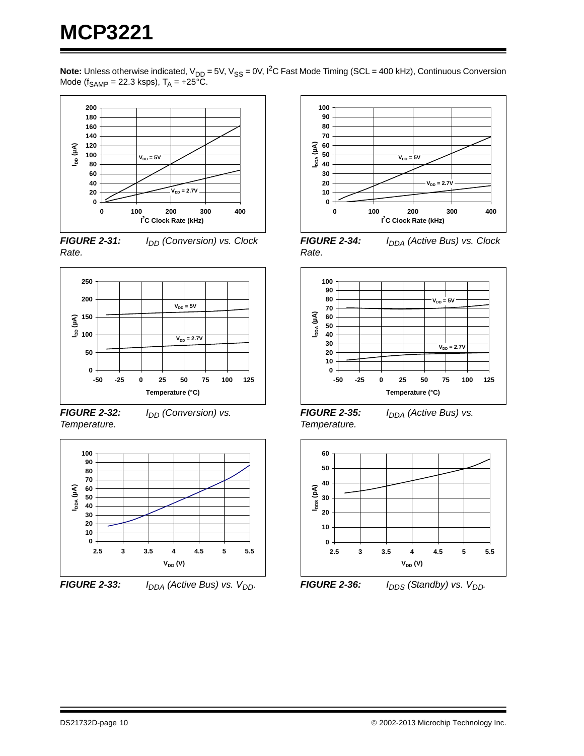**Note:** Unless otherwise indicated, $V_{DD}$ = 5V, $V_{SS}$ = 0V, $I^2C$ Fast Mode Timing (SCL = 400 kHz), Continuous Conversion Mode ($f_{SAMP}$ = 22.3 ksps), $T_A$ = +25°C.

***FIGURE 2-31:*** *$I_{DD}$ (Conversion) vs. Clock Rate.*

***FIGURE 2-32:*** *$I_{DD}$ (Conversion) vs. Temperature.*

***FIGURE 2-33:*** *$I_{DDA}$ (Active Bus) vs. $V_{DD}$.*

***FIGURE 2-34:*** *$I_{DDA}$ (Active Bus) vs. Clock Rate.*

***FIGURE 2-35:*** *$I_{DDA}$ (Active Bus) vs. Temperature.*

***FIGURE 2-36:*** *$I_{DDS}$ (Standby) vs. $V_{DD}$.*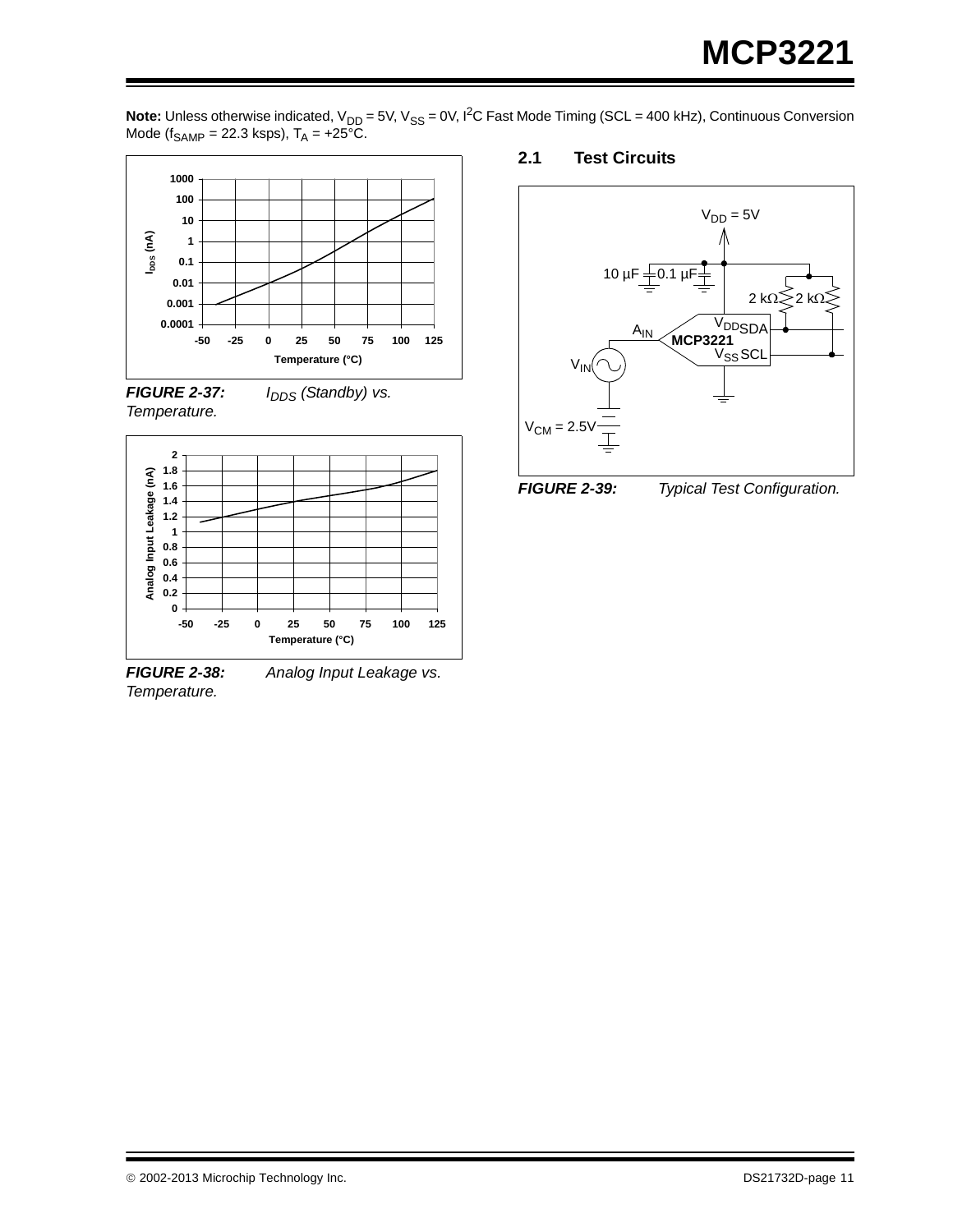**Note:** Unless otherwise indicated, $V_{DD}$ = 5V, $V_{SS}$ = 0V, $I^2C$ Fast Mode Timing (SCL = 400 kHz), Continuous Conversion Mode ($f_{SAMP}$ = 22.3 ksps), $T_A$ = +25°C.

**FIGURE 2-37:** *$I_{DDS}$ (Standby) vs. Temperature.*

**FIGURE 2-38:** *Analog Input Leakage vs. Temperature.*

## 2.1 Test Circuits

**FIGURE 2-39:** *Typical Test Configuration.*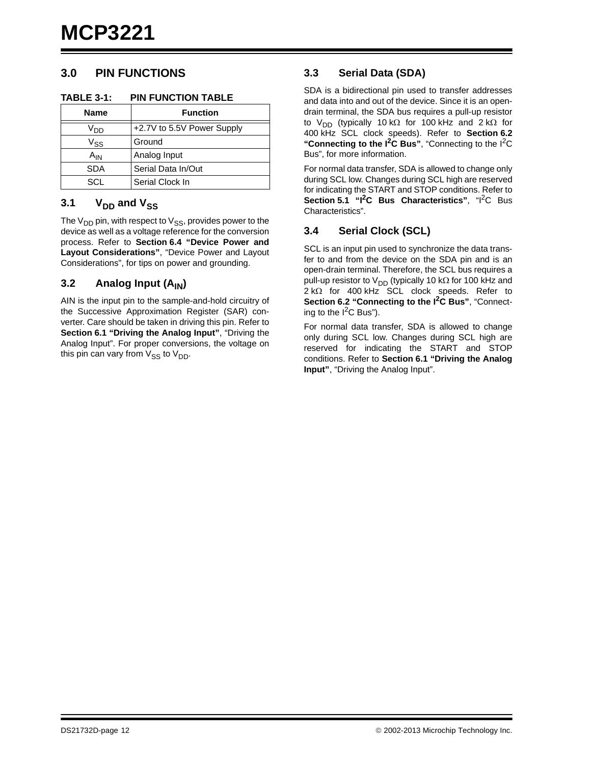## 3.0 PIN FUNCTIONS

**TABLE 3-1: PIN FUNCTION TABLE**

| Name | Function |
|---|---|
| $V_{DD}$ | +2.7V to 5.5V Power Supply |
| $V_{SS}$ | Ground |
| $A_{IN}$ | Analog Input |
| SDA | Serial Data In/Out |
| SCL | Serial Clock In |

### 3.1 $V_{DD}$ and $V_{SS}$

The $V_{DD}$ pin, with respect to $V_{SS}$, provides power to the device as well as a voltage reference for the conversion process. Refer to **Section 6.4 "Device Power and Layout Considerations"**, "Device Power and Layout Considerations", for tips on power and grounding.

### 3.2 Analog Input ($A_{IN}$)

AIN is the input pin to the sample-and-hold circuitry of the Successive Approximation Register (SAR) converter. Care should be taken in driving this pin. Refer to **Section 6.1 "Driving the Analog Input"**, "Driving the Analog Input". For proper conversions, the voltage on this pin can vary from $V_{SS}$ to $V_{DD}$.

### 3.3 Serial Data (SDA)

SDA is a bidirectional pin used to transfer addresses and data into and out of the device. Since it is an open-drain terminal, the SDA bus requires a pull-up resistor to $V_{DD}$ (typically 10 kΩ for 100 kHz and 2 kΩ for 400 kHz SCL clock speeds). Refer to **Section 6.2 "Connecting to the I²C Bus"**, "Connecting to the I²C Bus", for more information.

For normal data transfer, SDA is allowed to change only during SCL low. Changes during SCL high are reserved for indicating the START and STOP conditions. Refer to **Section 5.1 "I²C Bus Characteristics"**, "I²C Bus Characteristics".

### 3.4 Serial Clock (SCL)

SCL is an input pin used to synchronize the data transfer to and from the device on the SDA pin and is an open-drain terminal. Therefore, the SCL bus requires a pull-up resistor to $V_{DD}$ (typically 10 kΩ for 100 kHz and 2 kΩ for 400 kHz SCL clock speeds. Refer to **Section 6.2 "Connecting to the I²C Bus"**, "Connecting to the I²C Bus").

For normal data transfer, SDA is allowed to change only during SCL low. Changes during SCL high are reserved for indicating the START and STOP conditions. Refer to **Section 6.1 "Driving the Analog Input"**, "Driving the Analog Input".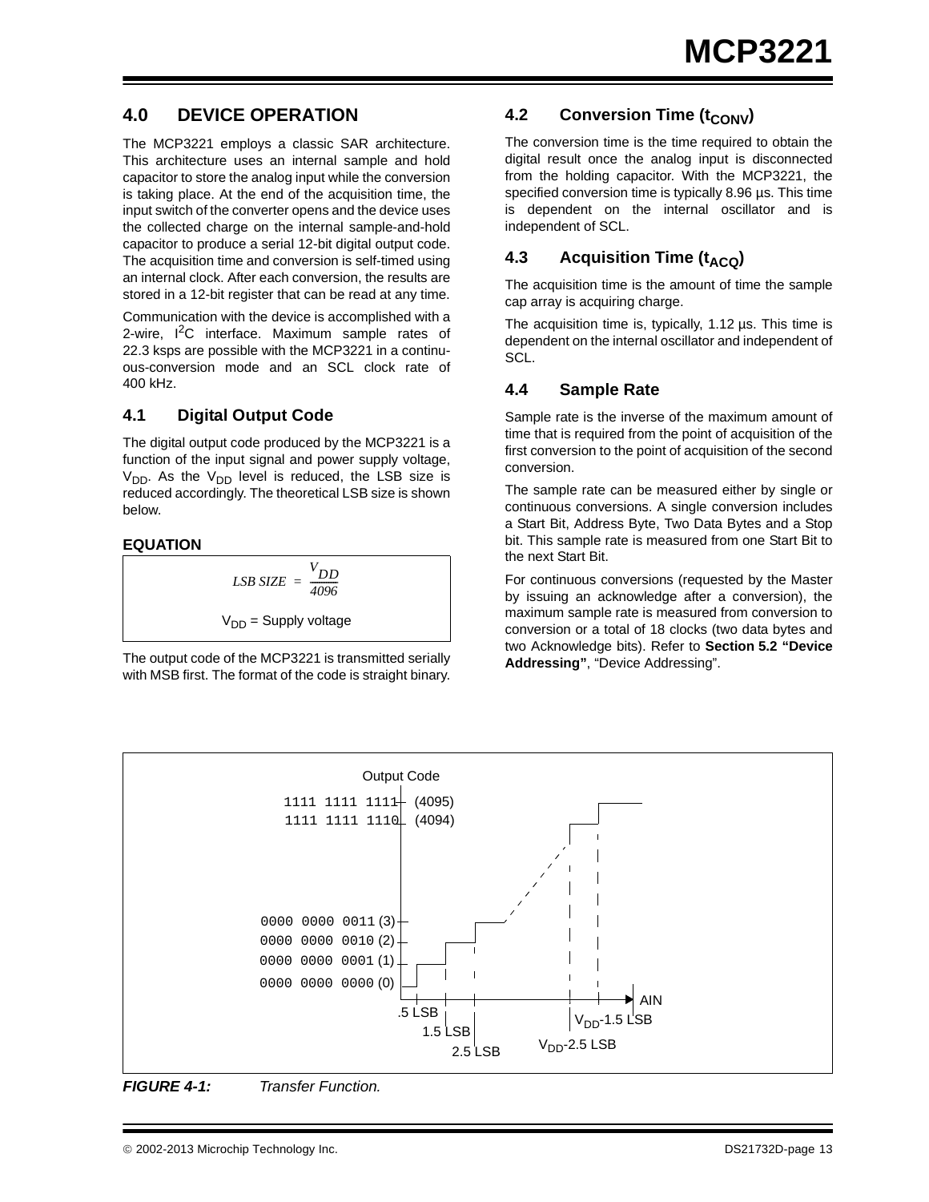## 4.0 DEVICE OPERATION

The MCP3221 employs a classic SAR architecture. This architecture uses an internal sample and hold capacitor to store the analog input while the conversion is taking place. At the end of the acquisition time, the input switch of the converter opens and the device uses the collected charge on the internal sample-and-hold capacitor to produce a serial 12-bit digital output code. The acquisition time and conversion is self-timed using an internal clock. After each conversion, the results are stored in a 12-bit register that can be read at any time.

Communication with the device is accomplished with a 2-wire, $I^2C$ interface. Maximum sample rates of 22.3 ksps are possible with the MCP3221 in a continuous-conversion mode and an SCL clock rate of 400 kHz.

### 4.1 Digital Output Code

The digital output code produced by the MCP3221 is a function of the input signal and power supply voltage, $V_{DD}$. As the $V_{DD}$ level is reduced, the LSB size is reduced accordingly. The theoretical LSB size is shown below.

**EQUATION**

$$LSB\ SIZE = \frac{V_{DD}}{4096}$$

$V_{DD}$ = Supply voltage

The output code of the MCP3221 is transmitted serially with MSB first. The format of the code is straight binary.

### 4.2 Conversion Time ($t_{CONV}$)

The conversion time is the time required to obtain the digital result once the analog input is disconnected from the holding capacitor. With the MCP3221, the specified conversion time is typically 8.96 µs. This time is dependent on the internal oscillator and is independent of SCL.

### 4.3 Acquisition Time ($t_{ACQ}$)

The acquisition time is the amount of time the sample cap array is acquiring charge.

The acquisition time is, typically, 1.12 µs. This time is dependent on the internal oscillator and independent of SCL.

### 4.4 Sample Rate

Sample rate is the inverse of the maximum amount of time that is required from the point of acquisition of the first conversion to the point of acquisition of the second conversion.

The sample rate can be measured either by single or continuous conversions. A single conversion includes a Start Bit, Address Byte, Two Data Bytes and a Stop bit. This sample rate is measured from one Start Bit to the next Start Bit.

For continuous conversions (requested by the Master by issuing an acknowledge after a conversion), the maximum sample rate is measured from conversion to conversion or a total of 18 clocks (two data bytes and two Acknowledge bits). Refer to **Section 5.2 "Device Addressing"**, "Device Addressing".

*FIGURE 4-1: Transfer Function.*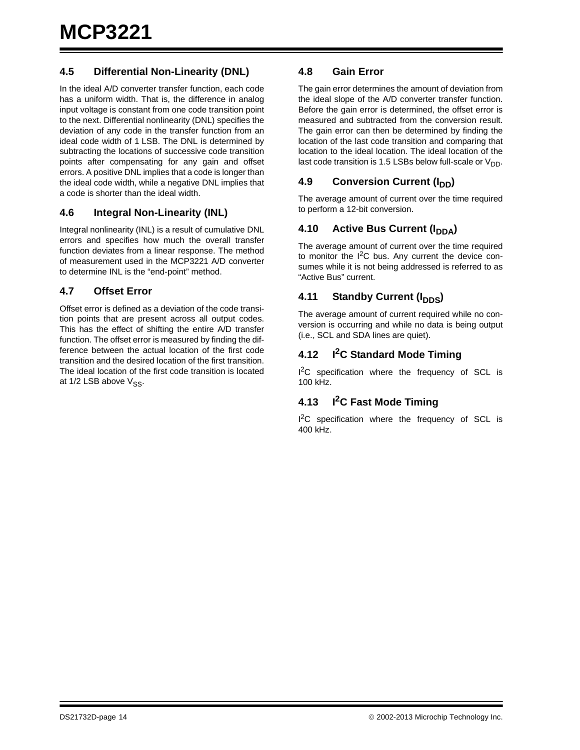## 4.5 Differential Non-Linearity (DNL)

In the ideal A/D converter transfer function, each code has a uniform width. That is, the difference in analog input voltage is constant from one code transition point to the next. Differential nonlinearity (DNL) specifies the deviation of any code in the transfer function from an ideal code width of 1 LSB. The DNL is determined by subtracting the locations of successive code transition points after compensating for any gain and offset errors. A positive DNL implies that a code is longer than the ideal code width, while a negative DNL implies that a code is shorter than the ideal width.

## 4.6 Integral Non-Linearity (INL)

Integral nonlinearity (INL) is a result of cumulative DNL errors and specifies how much the overall transfer function deviates from a linear response. The method of measurement used in the MCP3221 A/D converter to determine INL is the “end-point” method.

## 4.7 Offset Error

Offset error is defined as a deviation of the code transition points that are present across all output codes. This has the effect of shifting the entire A/D transfer function. The offset error is measured by finding the difference between the actual location of the first code transition and the desired location of the first transition. The ideal location of the first code transition is located at 1/2 LSB above $V_{SS}$.

## 4.8 Gain Error

The gain error determines the amount of deviation from the ideal slope of the A/D converter transfer function. Before the gain error is determined, the offset error is measured and subtracted from the conversion result. The gain error can then be determined by finding the location of the last code transition and comparing that location to the ideal location. The ideal location of the last code transition is 1.5 LSBs below full-scale or $V_{DD}$.

## 4.9 Conversion Current ($I_{DD}$)

The average amount of current over the time required to perform a 12-bit conversion.

## 4.10 Active Bus Current ($I_{DDA}$)

The average amount of current over the time required to monitor the $I^2C$ bus. Any current the device consumes while it is not being addressed is referred to as “Active Bus” current.

## 4.11 Standby Current ($I_{DDS}$)

The average amount of current required while no conversion is occurring and while no data is being output (i.e., SCL and SDA lines are quiet).

## 4.12 $I^2C$ Standard Mode Timing

$I^2C$ specification where the frequency of SCL is 100 kHz.

## 4.13 $I^2C$ Fast Mode Timing

$I^2C$ specification where the frequency of SCL is 400 kHz.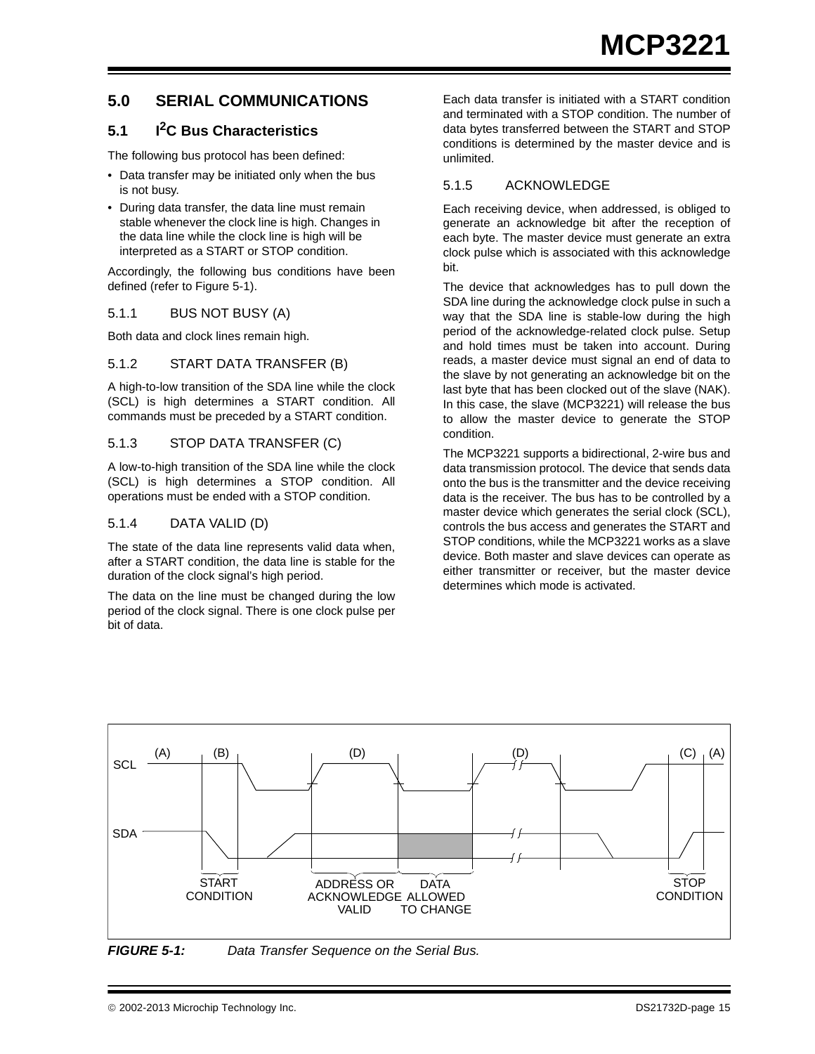# 5.0 SERIAL COMMUNICATIONS

## 5.1 I²C Bus Characteristics

The following bus protocol has been defined:

- Data transfer may be initiated only when the bus is not busy.
- During data transfer, the data line must remain stable whenever the clock line is high. Changes in the data line while the clock line is high will be interpreted as a START or STOP condition.

Accordingly, the following bus conditions have been defined (refer to Figure 5-1).

### 5.1.1 BUS NOT BUSY (A)

Both data and clock lines remain high.

### 5.1.2 START DATA TRANSFER (B)

A high-to-low transition of the SDA line while the clock (SCL) is high determines a START condition. All commands must be preceded by a START condition.

### 5.1.3 STOP DATA TRANSFER (C)

A low-to-high transition of the SDA line while the clock (SCL) is high determines a STOP condition. All operations must be ended with a STOP condition.

### 5.1.4 DATA VALID (D)

The state of the data line represents valid data when, after a START condition, the data line is stable for the duration of the clock signal's high period.

The data on the line must be changed during the low period of the clock signal. There is one clock pulse per bit of data.

Each data transfer is initiated with a START condition and terminated with a STOP condition. The number of data bytes transferred between the START and STOP conditions is determined by the master device and is unlimited.

### 5.1.5 ACKNOWLEDGE

Each receiving device, when addressed, is obliged to generate an acknowledge bit after the reception of each byte. The master device must generate an extra clock pulse which is associated with this acknowledge bit.

The device that acknowledges has to pull down the SDA line during the acknowledge clock pulse in such a way that the SDA line is stable-low during the high period of the acknowledge-related clock pulse. Setup and hold times must be taken into account. During reads, a master device must signal an end of data to the slave by not generating an acknowledge bit on the last byte that has been clocked out of the slave (NAK). In this case, the slave (MCP3221) will release the bus to allow the master device to generate the STOP condition.

The MCP3221 supports a bidirectional, 2-wire bus and data transmission protocol. The device that sends data onto the bus is the transmitter and the device receiving data is the receiver. The bus has to be controlled by a master device which generates the serial clock (SCL), controls the bus access and generates the START and STOP conditions, while the MCP3221 works as a slave device. Both master and slave devices can operate as either transmitter or receiver, but the master device determines which mode is activated.

(A) (B) (D) (D) (C) (A)

SCL

SDA

START CONDITION

ADDRESS OR ACKNOWLEDGE VALID

DATA ALLOWED TO CHANGE

STOP CONDITION

***FIGURE 5-1:*** *Data Transfer Sequence on the Serial Bus.*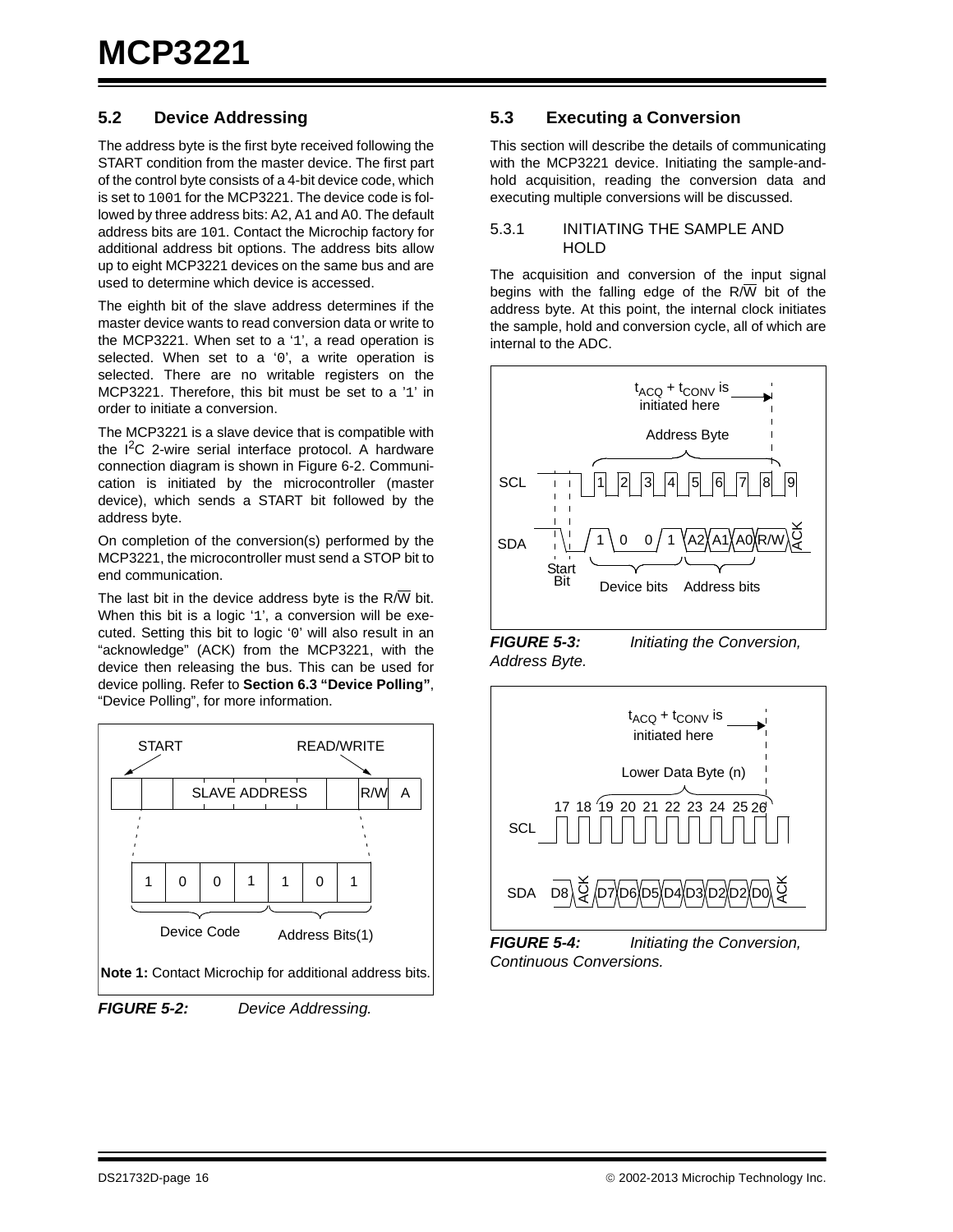## 5.2 Device Addressing

The address byte is the first byte received following the START condition from the master device. The first part of the control byte consists of a 4-bit device code, which is set to 1001 for the MCP3221. The device code is followed by three address bits: A2, A1 and A0. The default address bits are 101. Contact the Microchip factory for additional address bit options. The address bits allow up to eight MCP3221 devices on the same bus and are used to determine which device is accessed.

The eighth bit of the slave address determines if the master device wants to read conversion data or write to the MCP3221. When set to a '1', a read operation is selected. When set to a '0', a write operation is selected. There are no writable registers on the MCP3221. Therefore, this bit must be set to a '1' in order to initiate a conversion.

The MCP3221 is a slave device that is compatible with the $I^2C$ 2-wire serial interface protocol. A hardware connection diagram is shown in Figure 6-2. Communication is initiated by the microcontroller (master device), which sends a START bit followed by the address byte.

On completion of the conversion(s) performed by the MCP3221, the microcontroller must send a STOP bit to end communication.

The last bit in the device address byte is the R/$\overline{W}$ bit. When this bit is a logic '1', a conversion will be executed. Setting this bit to logic '0' will also result in an "acknowledge" (ACK) from the MCP3221, with the device then releasing the bus. This can be used for device polling. Refer to **Section 6.3 "Device Polling"**, "Device Polling", for more information.

START READ/WRITE

SLAVE ADDRESS R/W A

1 0 0 1 1 0 1

Device Code Address Bits(1)

**Note 1:** Contact Microchip for additional address bits.

***FIGURE 5-2:*** *Device Addressing.*

## 5.3 Executing a Conversion

This section will describe the details of communicating with the MCP3221 device. Initiating the sample-and-hold acquisition, reading the conversion data and executing multiple conversions will be discussed.

### 5.3.1 INITIATING THE SAMPLE AND HOLD

The acquisition and conversion of the input signal begins with the falling edge of the R/$\overline{W}$ bit of the address byte. At this point, the internal clock initiates the sample, hold and conversion cycle, all of which are internal to the ADC.

$t_{ACQ} + t_{CONV}$ is initiated here

Address Byte

SCL 1 2 3 4 5 6 7 8 9

SDA 1 0 0 1 A2 A1 A0 R/W ACK

Start Bit Device bits Address bits

***FIGURE 5-3:*** *Initiating the Conversion, Address Byte.*

$t_{ACQ} + t_{CONV}$ is initiated here

Lower Data Byte (n)

SCL 17 18 19 20 21 22 23 24 25 26

SDA D8 ACK D7 D6 D5 D4 D3 D2 D2 D0 ACK

***FIGURE 5-4:*** *Initiating the Conversion, Continuous Conversions.*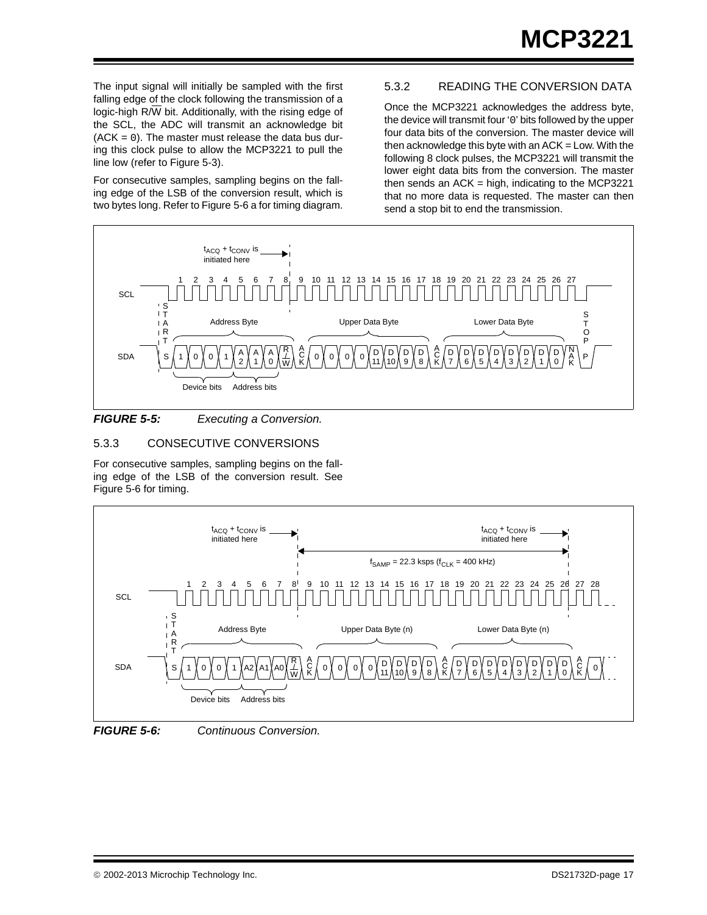The input signal will initially be sampled with the first falling edge of the clock following the transmission of a logic-high R/$\overline{W}$ bit. Additionally, with the rising edge of the SCL, the ADC will transmit an acknowledge bit (ACK = 0). The master must release the data bus during this clock pulse to allow the MCP3221 to pull the line low (refer to Figure 5-3).

For consecutive samples, sampling begins on the falling edge of the LSB of the conversion result, which is two bytes long. Refer to Figure 5-6 a for timing diagram.

### 5.3.2 READING THE CONVERSION DATA

Once the MCP3221 acknowledges the address byte, the device will transmit four '0' bits followed by the upper four data bits of the conversion. The master device will then acknowledge this byte with an ACK = Low. With the following 8 clock pulses, the MCP3221 will transmit the lower eight data bits from the conversion. The master then sends an ACK = high, indicating to the MCP3221 that no more data is requested. The master can then send a stop bit to end the transmission.

**FIGURE 5-5:** *Executing a Conversion.*

### 5.3.3 CONSECUTIVE CONVERSIONS

For consecutive samples, sampling begins on the falling edge of the LSB of the conversion result. See Figure 5-6 for timing.

**FIGURE 5-6:** *Continuous Conversion.*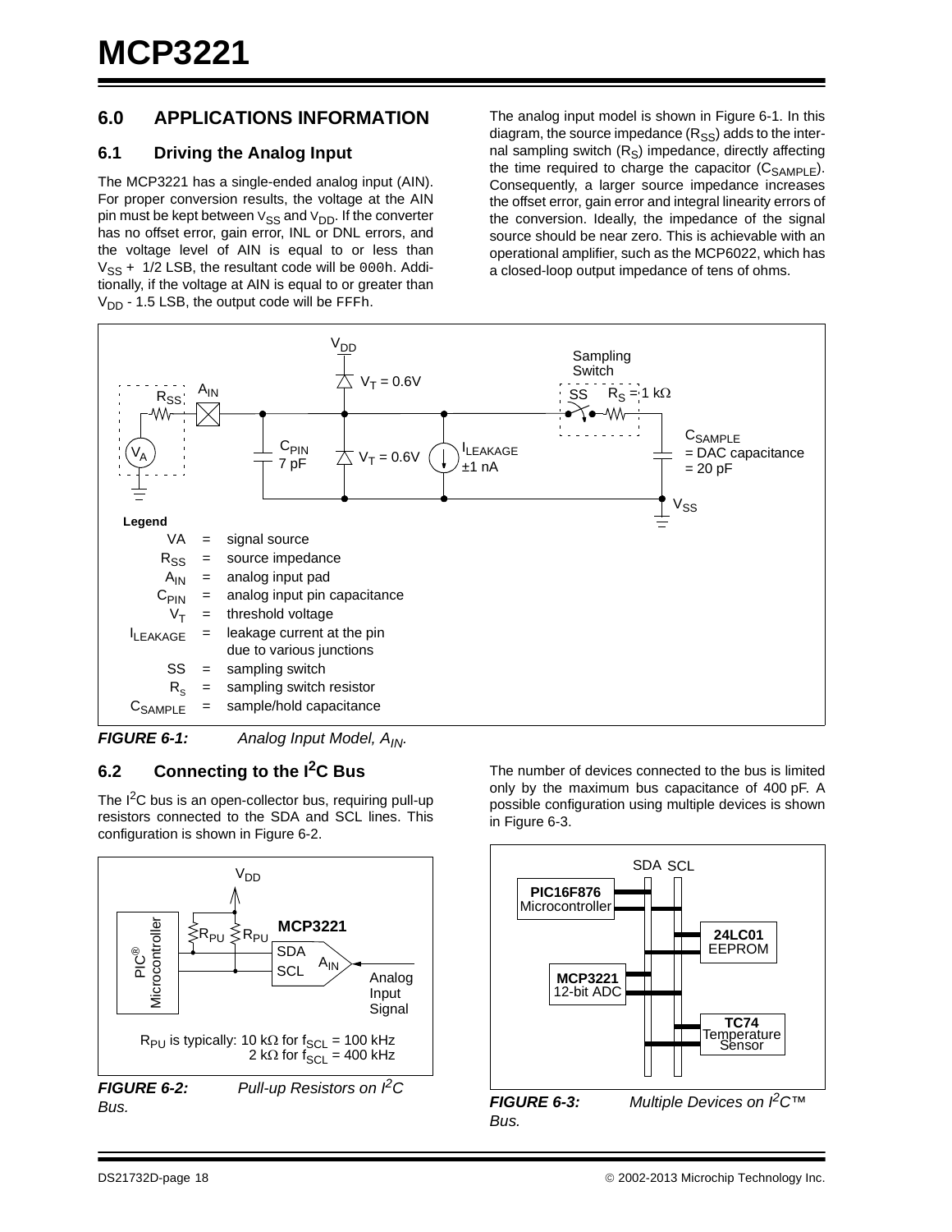## 6.0 APPLICATIONS INFORMATION

### 6.1 Driving the Analog Input

The MCP3221 has a single-ended analog input (AIN). For proper conversion results, the voltage at the AIN pin must be kept between $V_{SS}$ and $V_{DD}$. If the converter has no offset error, gain error, INL or DNL errors, and the voltage level of AIN is equal to or less than $V_{SS}$ + 1/2 LSB, the resultant code will be 000h. Additionally, if the voltage at AIN is equal to or greater than $V_{DD}$ - 1.5 LSB, the output code will be FFFh.

The analog input model is shown in Figure 6-1. In this diagram, the source impedance ($R_{SS}$) adds to the internal sampling switch ($R_S$) impedance, directly affecting the time required to charge the capacitor ($C_{SAMPLE}$). Consequently, a larger source impedance increases the offset error, gain error and integral linearity errors of the conversion. Ideally, the impedance of the signal source should be near zero. This is achievable with an operational amplifier, such as the MCP6022, which has a closed-loop output impedance of tens of ohms.

Legend

| | | |
|---|---|---|
| VA | = | signal source |
| $R_{SS}$ | = | source impedance |
| $A_{IN}$ | = | analog input pad |
| $C_{PIN}$ | = | analog input pin capacitance |
| $V_T$ | = | threshold voltage |
| $I_{LEAKAGE}$ | = | leakage current at the pin due to various junctions |
| SS | = | sampling switch |
| $R_S$ | = | sampling switch resistor |
| $C_{SAMPLE}$ | = | sample/hold capacitance |

**FIGURE 6-1:** *Analog Input Model, $A_{IN}$.*

### 6.2 Connecting to the I²C Bus

The I²C bus is an open-collector bus, requiring pull-up resistors connected to the SDA and SCL lines. This configuration is shown in Figure 6-2.

$R_{PU}$ is typically: 10 kΩ for $f_{SCL}$ = 100 kHz
2 kΩ for $f_{SCL}$ = 400 kHz

**FIGURE 6-2:** *Pull-up Resistors on I²C Bus.*

The number of devices connected to the bus is limited only by the maximum bus capacitance of 400 pF. A possible configuration using multiple devices is shown in Figure 6-3.

**FIGURE 6-3:** *Multiple Devices on I²C™ Bus.*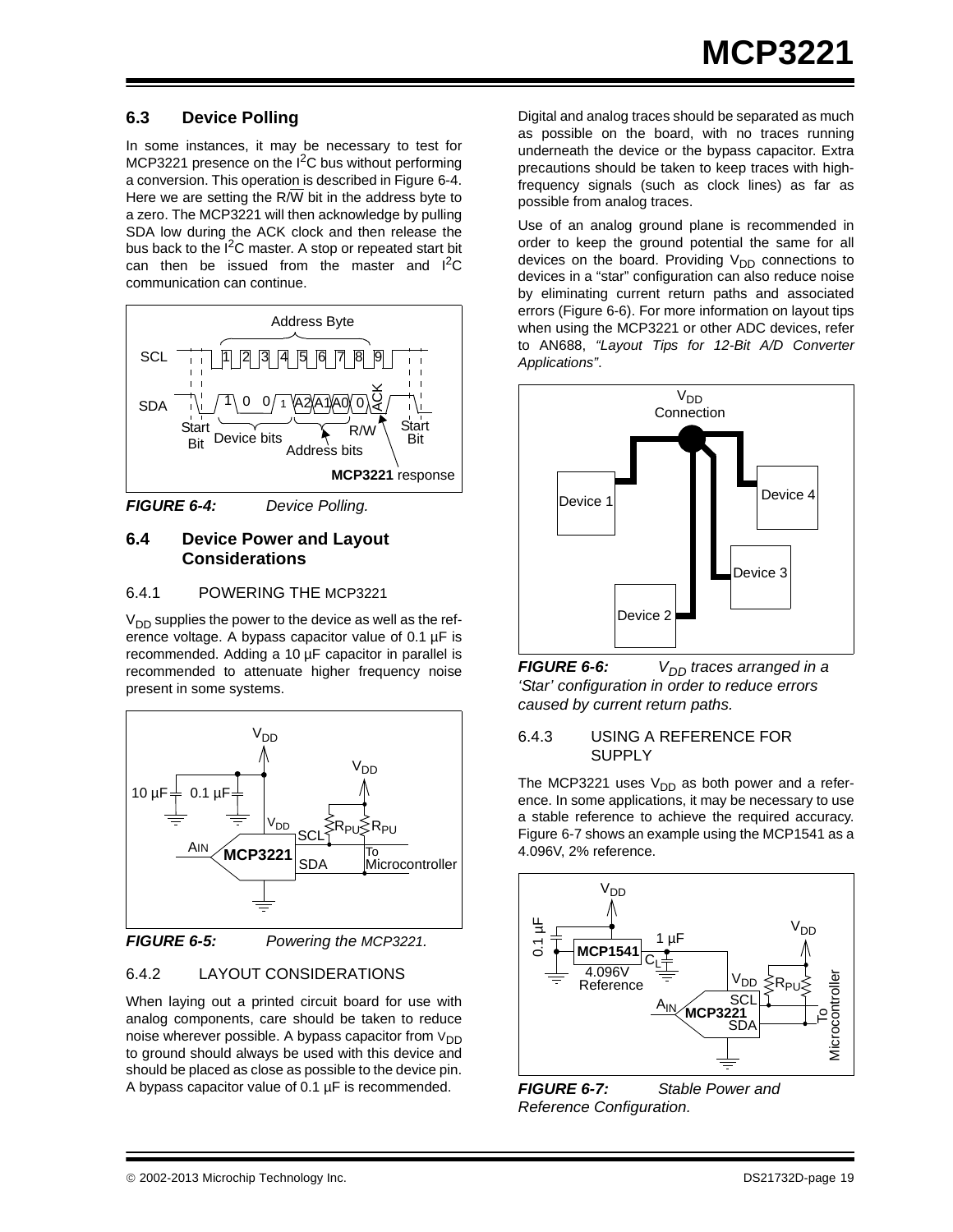## 6.3 Device Polling

In some instances, it may be necessary to test for MCP3221 presence on the I²C bus without performing a conversion. This operation is described in Figure 6-4. Here we are setting the R/$\overline{W}$ bit in the address byte to a zero. The MCP3221 will then acknowledge by pulling SDA low during the ACK clock and then release the bus back to the I²C master. A stop or repeated start bit can then be issued from the master and I²C communication can continue.

***FIGURE 6-4:*** *Device Polling.*

## 6.4 Device Power and Layout Considerations

### 6.4.1 POWERING THE MCP3221

$V_{DD}$ supplies the power to the device as well as the reference voltage. A bypass capacitor value of 0.1 µF is recommended. Adding a 10 µF capacitor in parallel is recommended to attenuate higher frequency noise present in some systems.

***FIGURE 6-5:*** *Powering the MCP3221.*

### 6.4.2 LAYOUT CONSIDERATIONS

When laying out a printed circuit board for use with analog components, care should be taken to reduce noise wherever possible. A bypass capacitor from $V_{DD}$ to ground should always be used with this device and should be placed as close as possible to the device pin. A bypass capacitor value of 0.1 µF is recommended.

Digital and analog traces should be separated as much as possible on the board, with no traces running underneath the device or the bypass capacitor. Extra precautions should be taken to keep traces with high-frequency signals (such as clock lines) as far as possible from analog traces.

Use of an analog ground plane is recommended in order to keep the ground potential the same for all devices on the board. Providing $V_{DD}$ connections to devices in a "star" configuration can also reduce noise by eliminating current return paths and associated errors (Figure 6-6). For more information on layout tips when using the MCP3221 or other ADC devices, refer to AN688, *"Layout Tips for 12-Bit A/D Converter Applications"*.

***FIGURE 6-6:*** *$V_{DD}$ traces arranged in a 'Star' configuration in order to reduce errors caused by current return paths.*

### 6.4.3 USING A REFERENCE FOR SUPPLY

The MCP3221 uses $V_{DD}$ as both power and a reference. In some applications, it may be necessary to use a stable reference to achieve the required accuracy. Figure 6-7 shows an example using the MCP1541 as a 4.096V, 2% reference.

***FIGURE 6-7:*** *Stable Power and Reference Configuration.*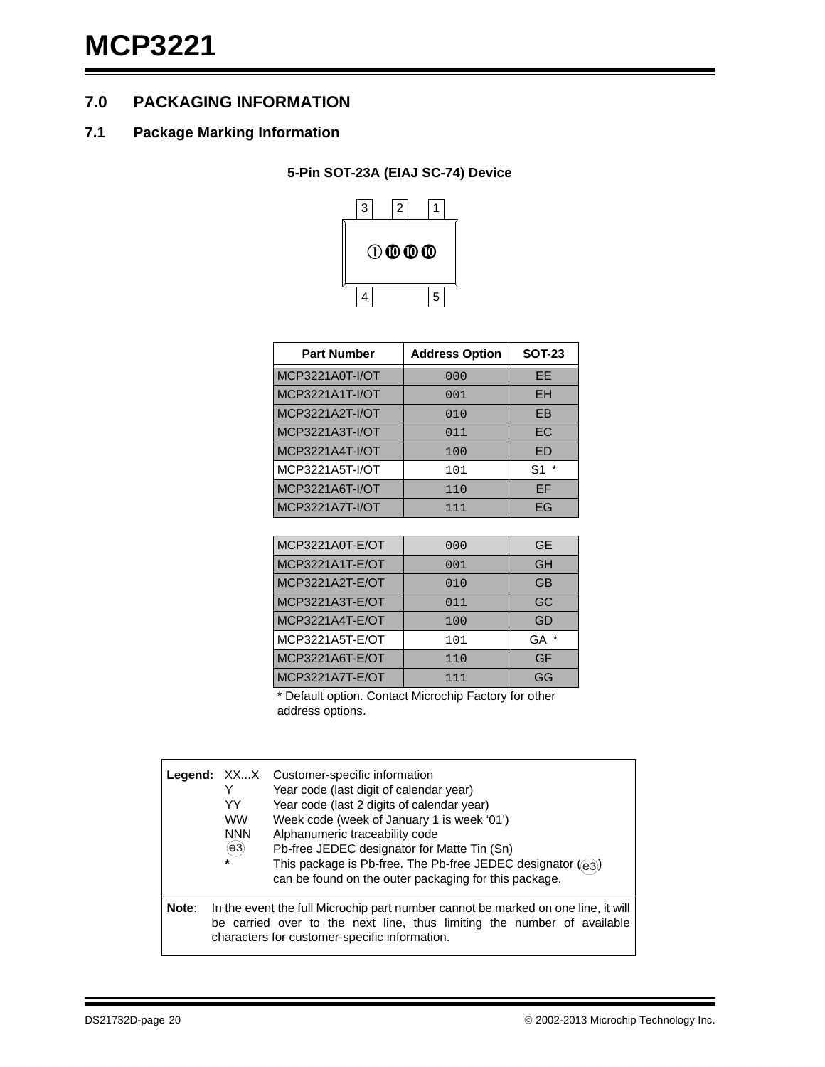## 7.0 PACKAGING INFORMATION

### 7.1 Package Marking Information

**5-Pin SOT-23A (EIAJ SC-74) Device**

Pins: 3, 2, 1 (top); 4, 5 (bottom)

Marking: ①⑩⑩⑩

| Part Number | Address Option | SOT-23 |
|---|---|---|
| MCP3221A0T-I/OT | 000 | EE |
| MCP3221A1T-I/OT | 001 | EH |
| MCP3221A2T-I/OT | 010 | EB |
| MCP3221A3T-I/OT | 011 | EC |
| MCP3221A4T-I/OT | 100 | ED |
| MCP3221A5T-I/OT | 101 | S1 * |
| MCP3221A6T-I/OT | 110 | EF |
| MCP3221A7T-I/OT | 111 | EG |
| MCP3221A0T-E/OT | 000 | GE |
| MCP3221A1T-E/OT | 001 | GH |
| MCP3221A2T-E/OT | 010 | GB |
| MCP3221A3T-E/OT | 011 | GC |
| MCP3221A4T-E/OT | 100 | GD |
| MCP3221A5T-E/OT | 101 | GA * |
| MCP3221A6T-E/OT | 110 | GF |
| MCP3221A7T-E/OT | 111 | GG |

\* Default option. Contact Microchip Factory for other address options.

**Legend:**

| | |
|---|---|
| XX...X | Customer-specific information |
| Y | Year code (last digit of calendar year) |
| YY | Year code (last 2 digits of calendar year) |
| WW | Week code (week of January 1 is week '01') |
| NNN | Alphanumeric traceability code |
| (e3) | Pb-free JEDEC designator for Matte Tin (Sn) |
| * | This package is Pb-free. The Pb-free JEDEC designator ((e3)) can be found on the outer packaging for this package. |

**Note**: In the event the full Microchip part number cannot be marked on one line, it will be carried over to the next line, thus limiting the number of available characters for customer-specific information.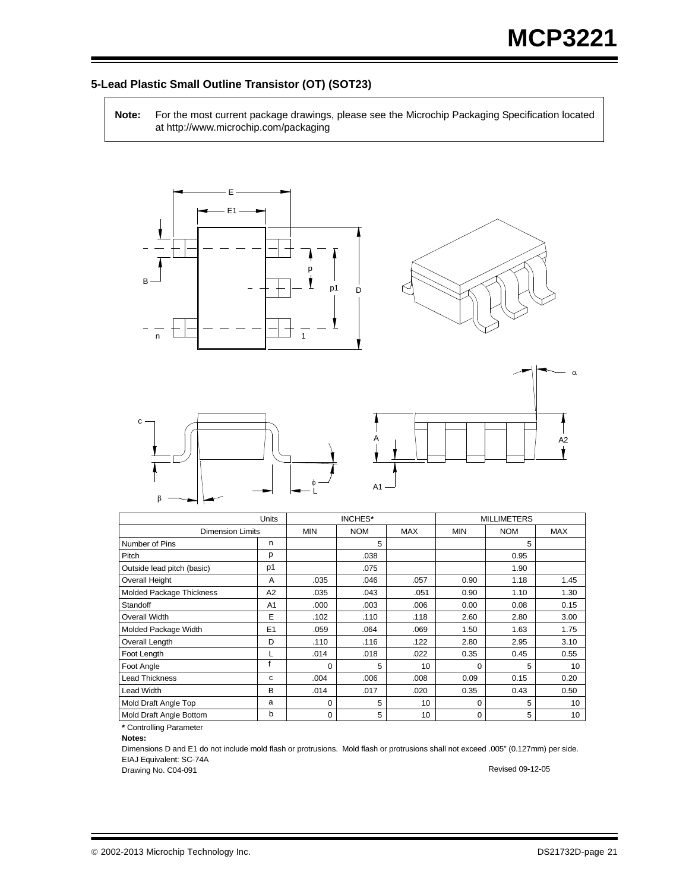### 5-Lead Plastic Small Outline Transistor (OT) (SOT23)

> **Note:** For the most current package drawings, please see the Microchip Packaging Specification located at http://www.microchip.com/packaging

| Units | | INCHES* | | | MILLIMETERS | | |
|---|---|---|---|---|---|---|---|
| Dimension Limits | | MIN | NOM | MAX | MIN | NOM | MAX |
| Number of Pins | n | | 5 | | | 5 | |
| Pitch | p | | .038 | | | 0.95 | |
| Outside lead pitch (basic) | p1 | | .075 | | | 1.90 | |
| Overall Height | A | .035 | .046 | .057 | 0.90 | 1.18 | 1.45 |
| Molded Package Thickness | A2 | .035 | .043 | .051 | 0.90 | 1.10 | 1.30 |
| Standoff | A1 | .000 | .003 | .006 | 0.00 | 0.08 | 0.15 |
| Overall Width | E | .102 | .110 | .118 | 2.60 | 2.80 | 3.00 |
| Molded Package Width | E1 | .059 | .064 | .069 | 1.50 | 1.63 | 1.75 |
| Overall Length | D | .110 | .116 | .122 | 2.80 | 2.95 | 3.10 |
| Foot Length | L | .014 | .018 | .022 | 0.35 | 0.45 | 0.55 |
| Foot Angle | f | 0 | 5 | 10 | 0 | 5 | 10 |
| Lead Thickness | c | .004 | .006 | .008 | 0.09 | 0.15 | 0.20 |
| Lead Width | B | .014 | .017 | .020 | 0.35 | 0.43 | 0.50 |
| Mold Draft Angle Top | a | 0 | 5 | 10 | 0 | 5 | 10 |
| Mold Draft Angle Bottom | b | 0 | 5 | 10 | 0 | 5 | 10 |

**\*** Controlling Parameter

**Notes:**

Dimensions D and E1 do not include mold flash or protrusions. Mold flash or protrusions shall not exceed .005" (0.127mm) per side.

EIAJ Equivalent: SC-74A

Drawing No. C04-091

Revised 09-12-05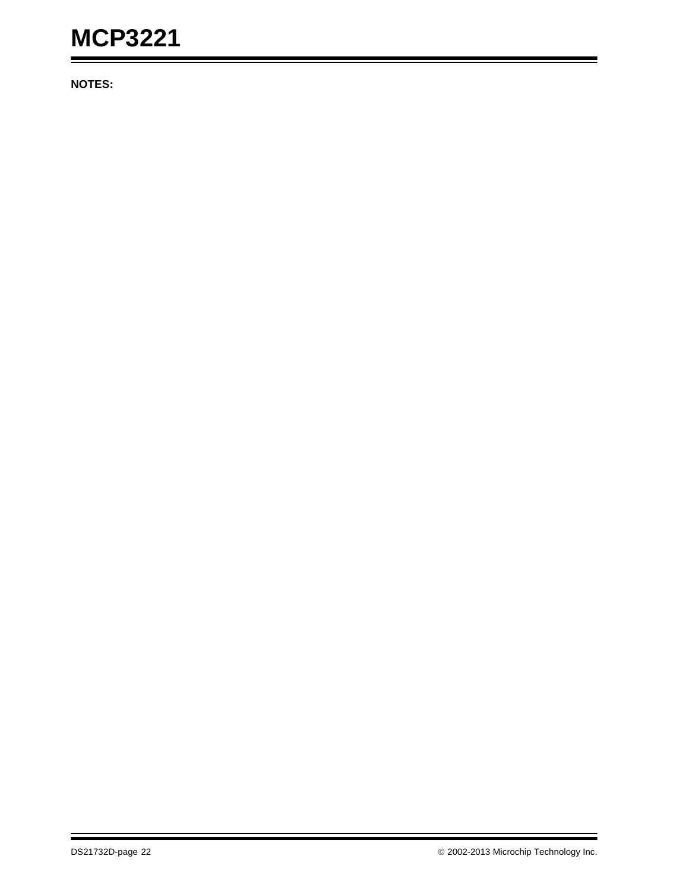**NOTES:**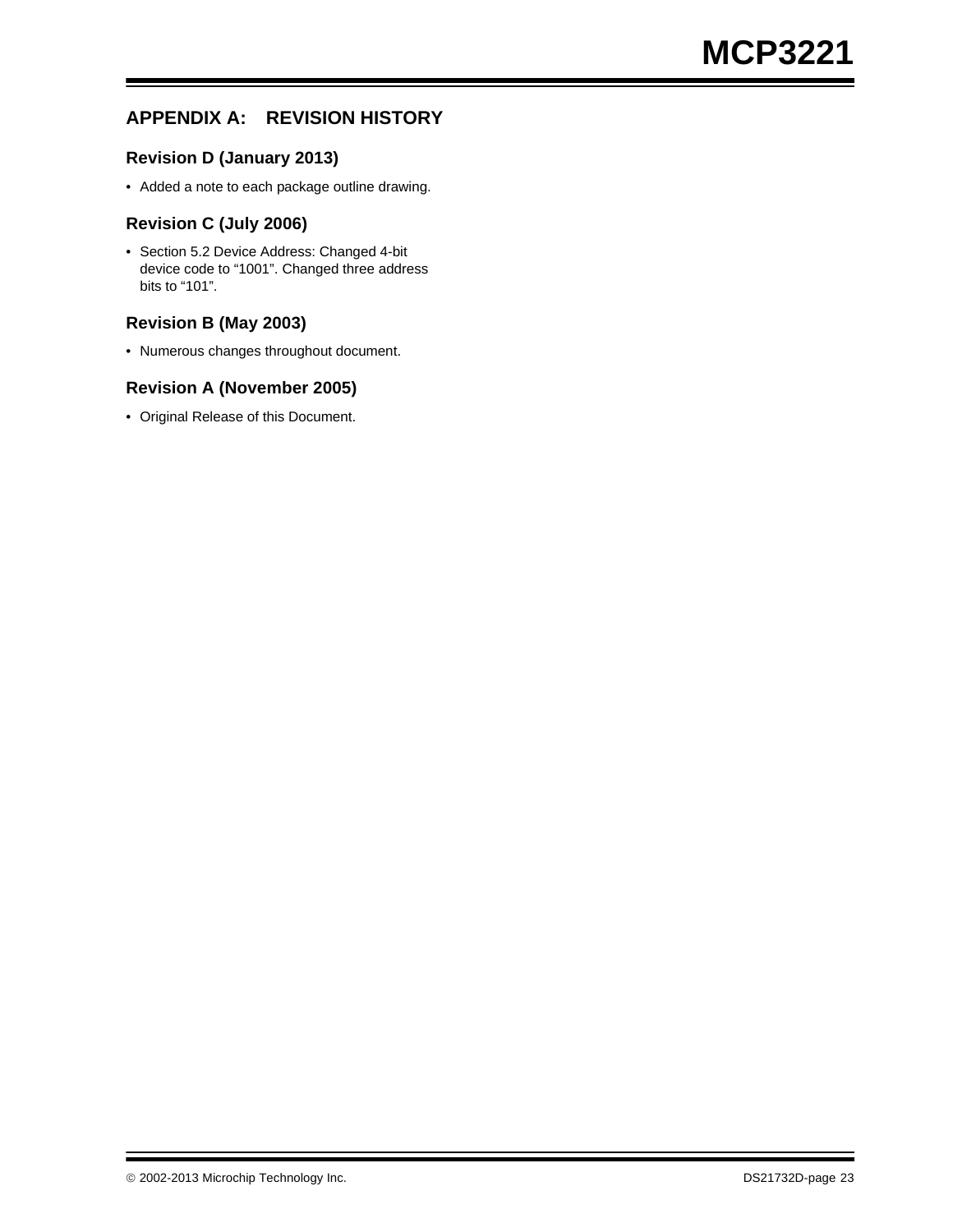## APPENDIX A: REVISION HISTORY

### Revision D (January 2013)

- Added a note to each package outline drawing.

### Revision C (July 2006)

- Section 5.2 Device Address: Changed 4-bit device code to “1001”. Changed three address bits to “101”.

### Revision B (May 2003)

- Numerous changes throughout document.

### Revision A (November 2005)

- Original Release of this Document.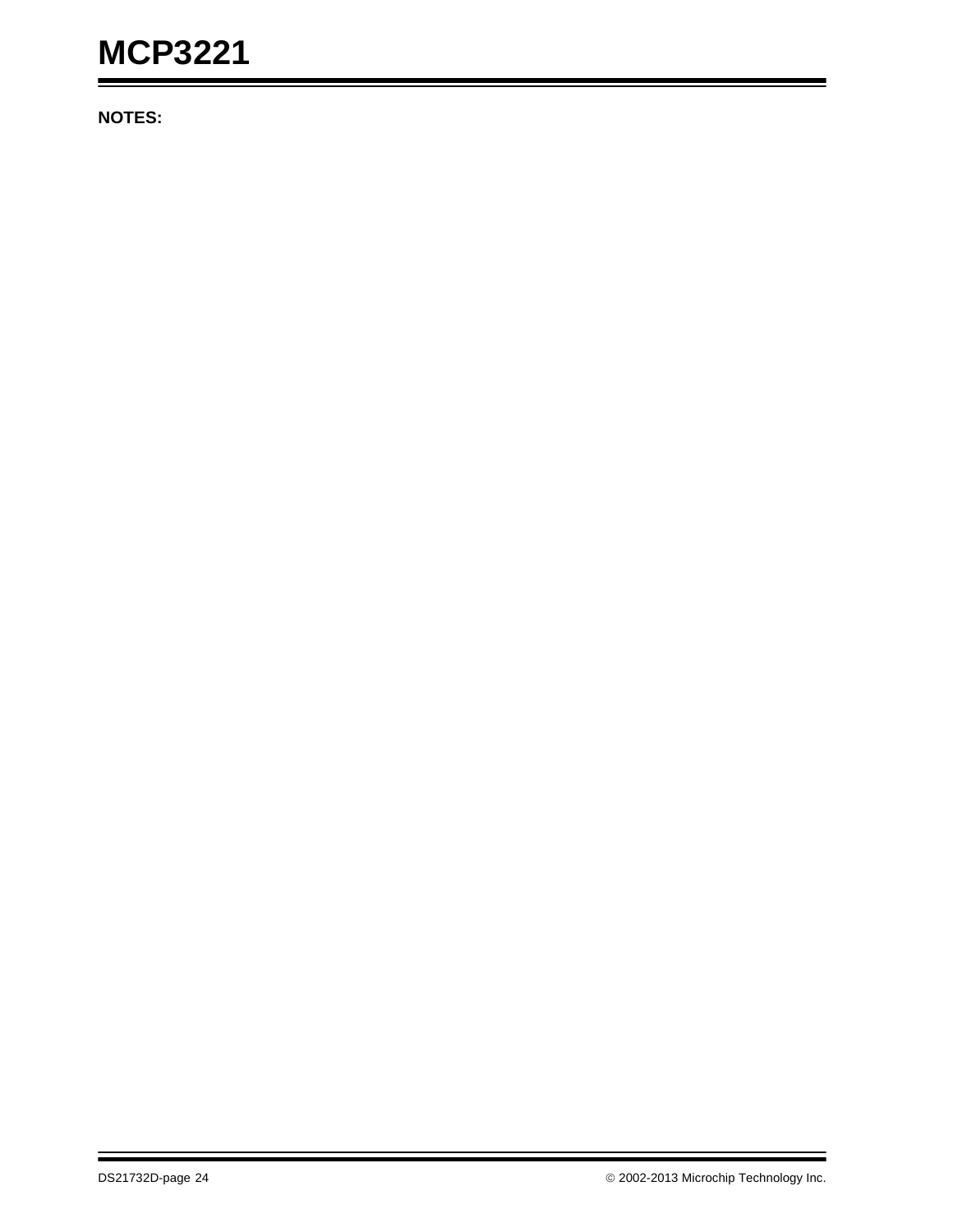**NOTES:**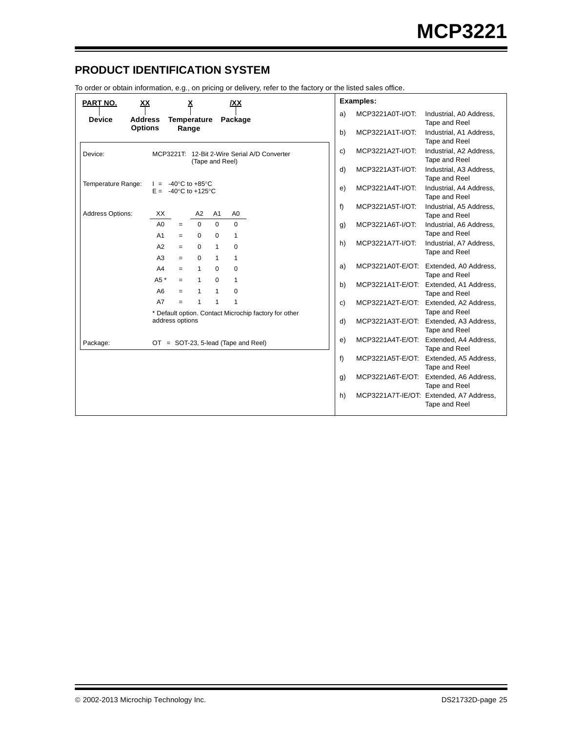## PRODUCT IDENTIFICATION SYSTEM

To order or obtain information, e.g., on pricing or delivery, refer to the factory or the listed sales office.

| PART NO. | XX | X | /XX |
|---|---|---|---|
| Device | Address Options | Temperature Range | Package |

Device: MCP3221T: 12-Bit 2-Wire Serial A/D Converter (Tape and Reel)

Temperature Range:
- I = -40°C to +85°C
- E = -40°C to +125°C

Address Options:

| XX | | A2 | A1 | A0 |
|---|---|---|---|---|
| A0 | = | 0 | 0 | 0 |
| A1 | = | 0 | 0 | 1 |
| A2 | = | 0 | 1 | 0 |
| A3 | = | 0 | 1 | 1 |
| A4 | = | 1 | 0 | 0 |
| A5 * | = | 1 | 0 | 1 |
| A6 | = | 1 | 1 | 0 |
| A7 | = | 1 | 1 | 1 |

* Default option. Contact Microchip factory for other address options

Package: OT = SOT-23, 5-lead (Tape and Reel)

**Examples:**

a) MCP3221A0T-I/OT: Industrial, A0 Address, Tape and Reel
b) MCP3221A1T-I/OT: Industrial, A1 Address, Tape and Reel
c) MCP3221A2T-I/OT: Industrial, A2 Address, Tape and Reel
d) MCP3221A3T-I/OT: Industrial, A3 Address, Tape and Reel
e) MCP3221A4T-I/OT: Industrial, A4 Address, Tape and Reel
f) MCP3221A5T-I/OT: Industrial, A5 Address, Tape and Reel
g) MCP3221A6T-I/OT: Industrial, A6 Address, Tape and Reel
h) MCP3221A7T-I/OT: Industrial, A7 Address, Tape and Reel

a) MCP3221A0T-E/OT: Extended, A0 Address, Tape and Reel
b) MCP3221A1T-E/OT: Extended, A1 Address, Tape and Reel
c) MCP3221A2T-E/OT: Extended, A2 Address, Tape and Reel
d) MCP3221A3T-E/OT: Extended, A3 Address, Tape and Reel
e) MCP3221A4T-E/OT: Extended, A4 Address, Tape and Reel
f) MCP3221A5T-E/OT: Extended, A5 Address, Tape and Reel
g) MCP3221A6T-E/OT: Extended, A6 Address, Tape and Reel
h) MCP3221A7T-IE/OT: Extended, A7 Address, Tape and Reel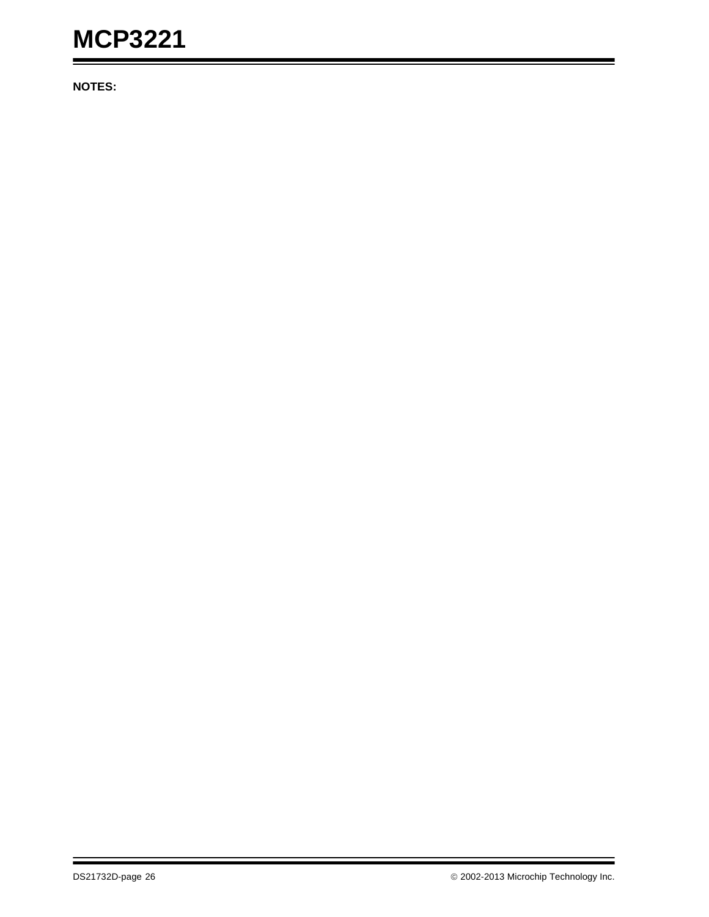**NOTES:**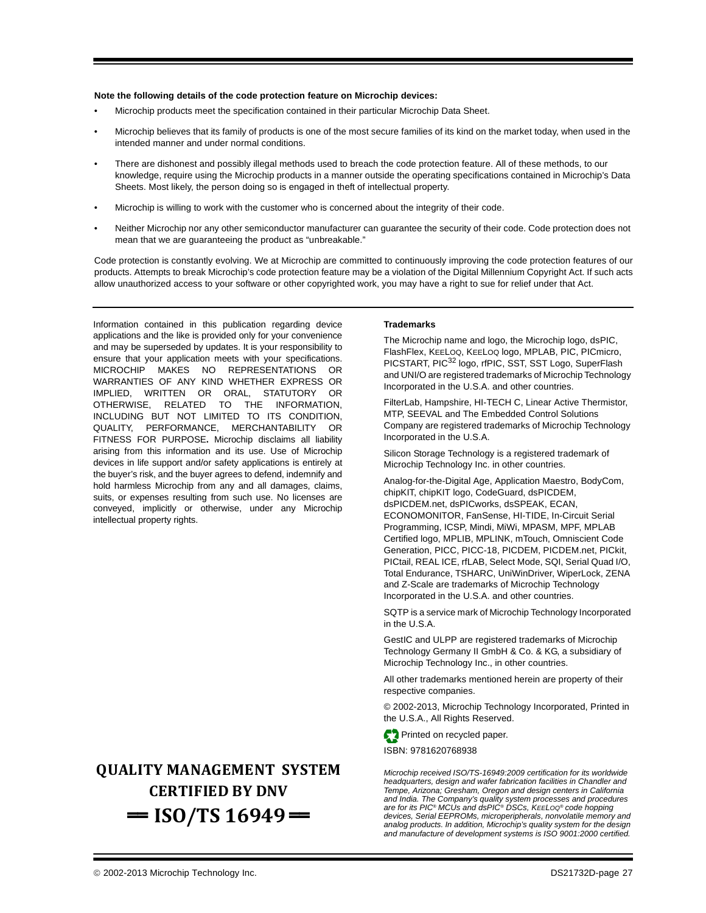**Note the following details of the code protection feature on Microchip devices:**

- Microchip products meet the specification contained in their particular Microchip Data Sheet.
- Microchip believes that its family of products is one of the most secure families of its kind on the market today, when used in the intended manner and under normal conditions.
- There are dishonest and possibly illegal methods used to breach the code protection feature. All of these methods, to our knowledge, require using the Microchip products in a manner outside the operating specifications contained in Microchip's Data Sheets. Most likely, the person doing so is engaged in theft of intellectual property.
- Microchip is willing to work with the customer who is concerned about the integrity of their code.
- Neither Microchip nor any other semiconductor manufacturer can guarantee the security of their code. Code protection does not mean that we are guaranteeing the product as "unbreakable."

Code protection is constantly evolving. We at Microchip are committed to continuously improving the code protection features of our products. Attempts to break Microchip's code protection feature may be a violation of the Digital Millennium Copyright Act. If such acts allow unauthorized access to your software or other copyrighted work, you may have a right to sue for relief under that Act.

---

Information contained in this publication regarding device applications and the like is provided only for your convenience and may be superseded by updates. It is your responsibility to ensure that your application meets with your specifications. MICROCHIP MAKES NO REPRESENTATIONS OR WARRANTIES OF ANY KIND WHETHER EXPRESS OR IMPLIED, WRITTEN OR ORAL, STATUTORY OR OTHERWISE, RELATED TO THE INFORMATION, INCLUDING BUT NOT LIMITED TO ITS CONDITION, QUALITY, PERFORMANCE, MERCHANTABILITY OR FITNESS FOR PURPOSE**.** Microchip disclaims all liability arising from this information and its use. Use of Microchip devices in life support and/or safety applications is entirely at the buyer's risk, and the buyer agrees to defend, indemnify and hold harmless Microchip from any and all damages, claims, suits, or expenses resulting from such use. No licenses are conveyed, implicitly or otherwise, under any Microchip intellectual property rights.

**QUALITY MANAGEMENT SYSTEM CERTIFIED BY DNV**

**== ISO/TS 16949 ==**

**Trademarks**

The Microchip name and logo, the Microchip logo, dsPIC, FlashFlex, KEELOQ, KEELOQ logo, MPLAB, PIC, PICmicro, PICSTART, PIC$^{32}$ logo, rfPIC, SST, SST Logo, SuperFlash and UNI/O are registered trademarks of Microchip Technology Incorporated in the U.S.A. and other countries.

FilterLab, Hampshire, HI-TECH C, Linear Active Thermistor, MTP, SEEVAL and The Embedded Control Solutions Company are registered trademarks of Microchip Technology Incorporated in the U.S.A.

Silicon Storage Technology is a registered trademark of Microchip Technology Inc. in other countries.

Analog-for-the-Digital Age, Application Maestro, BodyCom, chipKIT, chipKIT logo, CodeGuard, dsPICDEM, dsPICDEM.net, dsPICworks, dsSPEAK, ECAN, ECONOMONITOR, FanSense, HI-TIDE, In-Circuit Serial Programming, ICSP, Mindi, MiWi, MPASM, MPF, MPLAB Certified logo, MPLIB, MPLINK, mTouch, Omniscient Code Generation, PICC, PICC-18, PICDEM, PICDEM.net, PICkit, PICtail, REAL ICE, rfLAB, Select Mode, SQI, Serial Quad I/O, Total Endurance, TSHARC, UniWinDriver, WiperLock, ZENA and Z-Scale are trademarks of Microchip Technology Incorporated in the U.S.A. and other countries.

SQTP is a service mark of Microchip Technology Incorporated in the U.S.A.

GestIC and ULPP are registered trademarks of Microchip Technology Germany II GmbH & Co. & KG, a subsidiary of Microchip Technology Inc., in other countries.

All other trademarks mentioned herein are property of their respective companies.

© 2002-2013, Microchip Technology Incorporated, Printed in the U.S.A., All Rights Reserved.

Printed on recycled paper.

ISBN: 9781620768938

*Microchip received ISO/TS-16949:2009 certification for its worldwide headquarters, design and wafer fabrication facilities in Chandler and Tempe, Arizona; Gresham, Oregon and design centers in California and India. The Company's quality system processes and procedures are for its PIC® MCUs and dsPIC® DSCs, KEELOQ® code hopping devices, Serial EEPROMs, microperipherals, nonvolatile memory and analog products. In addition, Microchip's quality system for the design and manufacture of development systems is ISO 9001:2000 certified.*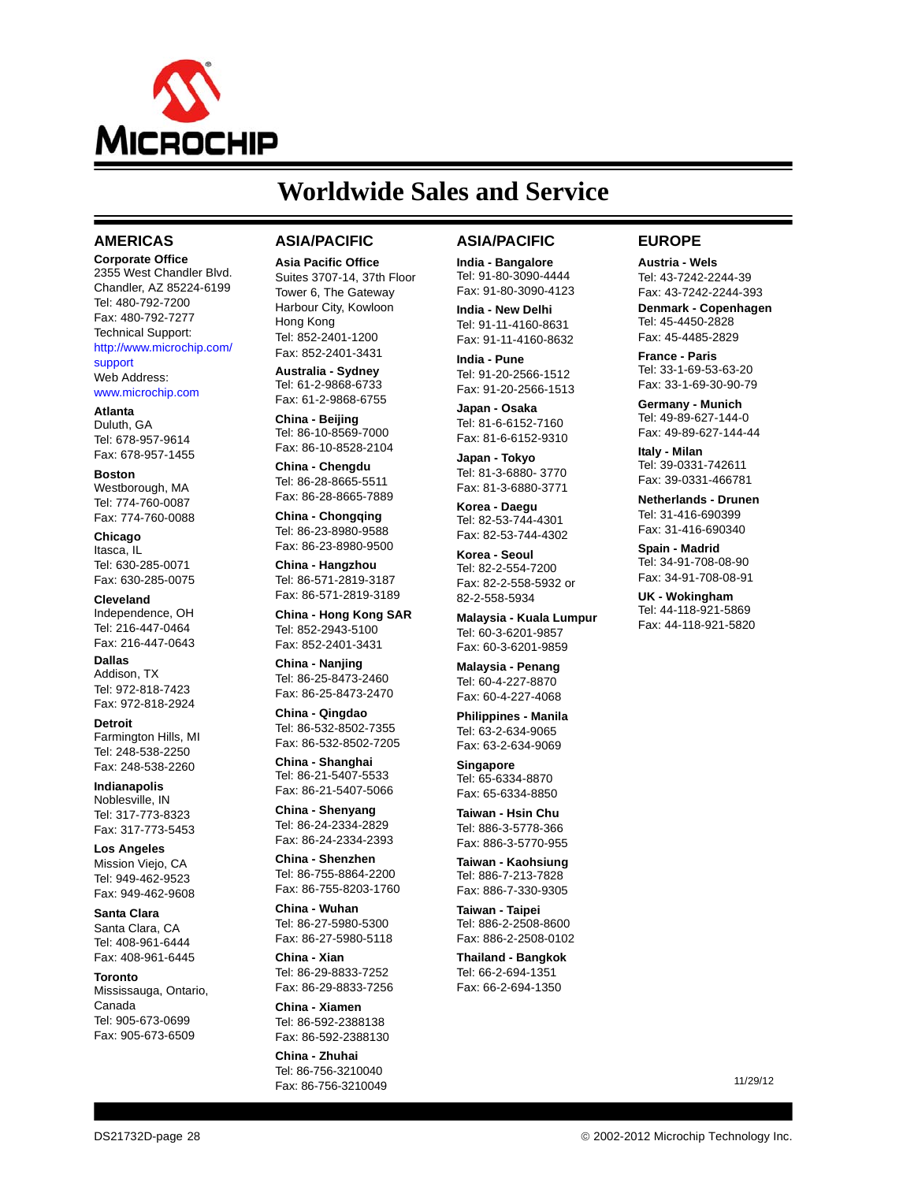# Worldwide Sales and Service

## AMERICAS

**Corporate Office**
2355 West Chandler Blvd.
Chandler, AZ 85224-6199
Tel: 480-792-7200
Fax: 480-792-7277
Technical Support:
http://www.microchip.com/support
Web Address:
www.microchip.com

**Atlanta**
Duluth, GA
Tel: 678-957-9614
Fax: 678-957-1455

**Boston**
Westborough, MA
Tel: 774-760-0087
Fax: 774-760-0088

**Chicago**
Itasca, IL
Tel: 630-285-0071
Fax: 630-285-0075

**Cleveland**
Independence, OH
Tel: 216-447-0464
Fax: 216-447-0643

**Dallas**
Addison, TX
Tel: 972-818-7423
Fax: 972-818-2924

**Detroit**
Farmington Hills, MI
Tel: 248-538-2250
Fax: 248-538-2260

**Indianapolis**
Noblesville, IN
Tel: 317-773-8323
Fax: 317-773-5453

**Los Angeles**
Mission Viejo, CA
Tel: 949-462-9523
Fax: 949-462-9608

**Santa Clara**
Santa Clara, CA
Tel: 408-961-6444
Fax: 408-961-6445

**Toronto**
Mississauga, Ontario,
Canada
Tel: 905-673-0699
Fax: 905-673-6509

## ASIA/PACIFIC

**Asia Pacific Office**
Suites 3707-14, 37th Floor
Tower 6, The Gateway
Harbour City, Kowloon
Hong Kong
Tel: 852-2401-1200
Fax: 852-2401-3431

**Australia - Sydney**
Tel: 61-2-9868-6733
Fax: 61-2-9868-6755

**China - Beijing**
Tel: 86-10-8569-7000
Fax: 86-10-8528-2104

**China - Chengdu**
Tel: 86-28-8665-5511
Fax: 86-28-8665-7889

**China - Chongqing**
Tel: 86-23-8980-9588
Fax: 86-23-8980-9500

**China - Hangzhou**
Tel: 86-571-2819-3187
Fax: 86-571-2819-3189

**China - Hong Kong SAR**
Tel: 852-2943-5100
Fax: 852-2401-3431

**China - Nanjing**
Tel: 86-25-8473-2460
Fax: 86-25-8473-2470

**China - Qingdao**
Tel: 86-532-8502-7355
Fax: 86-532-8502-7205

**China - Shanghai**
Tel: 86-21-5407-5533
Fax: 86-21-5407-5066

**China - Shenyang**
Tel: 86-24-2334-2829
Fax: 86-24-2334-2393

**China - Shenzhen**
Tel: 86-755-8864-2200
Fax: 86-755-8203-1760

**China - Wuhan**
Tel: 86-27-5980-5300
Fax: 86-27-5980-5118

**China - Xian**
Tel: 86-29-8833-7252
Fax: 86-29-8833-7256

**China - Xiamen**
Tel: 86-592-2388138
Fax: 86-592-2388130

**China - Zhuhai**
Tel: 86-756-3210040
Fax: 86-756-3210049

## ASIA/PACIFIC

**India - Bangalore**
Tel: 91-80-3090-4444
Fax: 91-80-3090-4123

**India - New Delhi**
Tel: 91-11-4160-8631
Fax: 91-11-4160-8632

**India - Pune**
Tel: 91-20-2566-1512
Fax: 91-20-2566-1513

**Japan - Osaka**
Tel: 81-6-6152-7160
Fax: 81-6-6152-9310

**Japan - Tokyo**
Tel: 81-3-6880- 3770
Fax: 81-3-6880-3771

**Korea - Daegu**
Tel: 82-53-744-4301
Fax: 82-53-744-4302

**Korea - Seoul**
Tel: 82-2-554-7200
Fax: 82-2-558-5932 or
82-2-558-5934

**Malaysia - Kuala Lumpur**
Tel: 60-3-6201-9857
Fax: 60-3-6201-9859

**Malaysia - Penang**
Tel: 60-4-227-8870
Fax: 60-4-227-4068

**Philippines - Manila**
Tel: 63-2-634-9065
Fax: 63-2-634-9069

**Singapore**
Tel: 65-6334-8870
Fax: 65-6334-8850

**Taiwan - Hsin Chu**
Tel: 886-3-5778-366
Fax: 886-3-5770-955

**Taiwan - Kaohsiung**
Tel: 886-7-213-7828
Fax: 886-7-330-9305

**Taiwan - Taipei**
Tel: 886-2-2508-8600
Fax: 886-2-2508-0102

**Thailand - Bangkok**
Tel: 66-2-694-1351
Fax: 66-2-694-1350

## EUROPE

**Austria - Wels**
Tel: 43-7242-2244-39
Fax: 43-7242-2244-393

**Denmark - Copenhagen**
Tel: 45-4450-2828
Fax: 45-4485-2829

**France - Paris**
Tel: 33-1-69-53-63-20
Fax: 33-1-69-30-90-79

**Germany - Munich**
Tel: 49-89-627-144-0
Fax: 49-89-627-144-44

**Italy - Milan**
Tel: 39-0331-742611
Fax: 39-0331-466781

**Netherlands - Drunen**
Tel: 31-416-690399
Fax: 31-416-690340

**Spain - Madrid**
Tel: 34-91-708-08-90
Fax: 34-91-708-08-91

**UK - Wokingham**
Tel: 44-118-921-5869
Fax: 44-118-921-5820

11/29/12